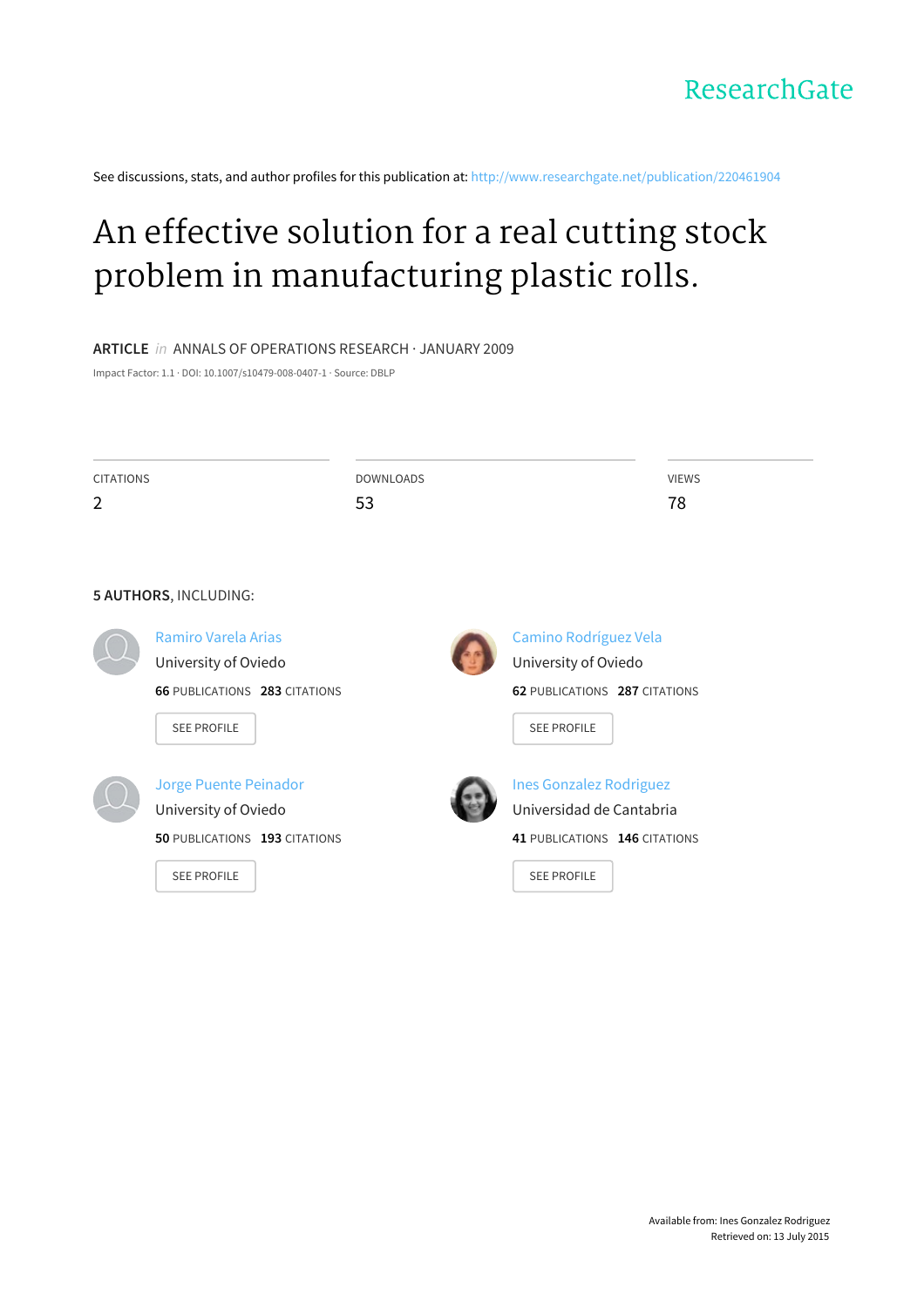ResearchGate

See discussions, stats, and author profiles for this publication at: http://www.researchgate.net/publication/220461904

# An effective solution for a real cutting stock problem in manufacturing plastic rolls.

**ARTICLE** *in* ANNALS OF OPERATIONS RESEARCH · JANUARY 2009

Impact Factor: 1.1 · DOI: 10.1007/s10479-008-0407-1 · Source: DBLP

| CITATIONS | DOWNLOADS | VIEWS |
| --- | --- | --- |
| 2 | 53 | 78 |

**5 AUTHORS**, INCLUDING:

Ramiro Varela Arias
University of Oviedo
**66** PUBLICATIONS **283** CITATIONS
SEE PROFILE

Camino Rodríguez Vela
University of Oviedo
**62** PUBLICATIONS **287** CITATIONS
SEE PROFILE

Jorge Puente Peinador
University of Oviedo
**50** PUBLICATIONS **193** CITATIONS
SEE PROFILE

Ines Gonzalez Rodriguez
Universidad de Cantabria
**41** PUBLICATIONS **146** CITATIONS
SEE PROFILE

Available from: Ines Gonzalez Rodriguez
Retrieved on: 13 July 2015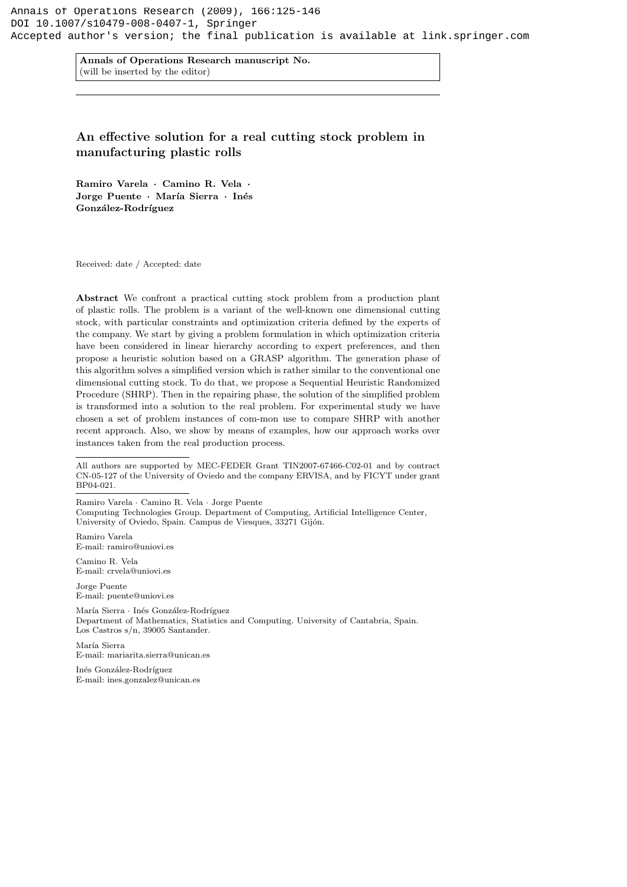Annals of Operations Research (2009), 166:125-146
DOI 10.1007/s10479-008-0407-1, Springer
Accepted author's version; the final publication is available at link.springer.com

**Annals of Operations Research manuscript No.**
(will be inserted by the editor)

# An effective solution for a real cutting stock problem in manufacturing plastic rolls

**Ramiro Varela · Camino R. Vela · Jorge Puente · María Sierra · Inés González-Rodríguez**

Received: date / Accepted: date

**Abstract** We confront a practical cutting stock problem from a production plant of plastic rolls. The problem is a variant of the well-known one dimensional cutting stock, with particular constraints and optimization criteria defined by the experts of the company. We start by giving a problem formulation in which optimization criteria have been considered in linear hierarchy according to expert preferences, and then propose a heuristic solution based on a GRASP algorithm. The generation phase of this algorithm solves a simplified version which is rather similar to the conventional one dimensional cutting stock. To do that, we propose a Sequential Heuristic Randomized Procedure (SHRP). Then in the repairing phase, the solution of the simplified problem is transformed into a solution to the real problem. For experimental study we have chosen a set of problem instances of com-mon use to compare SHRP with another recent approach. Also, we show by means of examples, how our approach works over instances taken from the real production process.

All authors are supported by MEC-FEDER Grant TIN2007-67466-C02-01 and by contract CN-05-127 of the University of Oviedo and the company ERVISA, and by FICYT under grant BP04-021.

Ramiro Varela · Camino R. Vela · Jorge Puente
Computing Technologies Group. Department of Computing, Artificial Intelligence Center, University of Oviedo, Spain. Campus de Viesques, 33271 Gijón.

Ramiro Varela
E-mail: ramiro@uniovi.es

Camino R. Vela
E-mail: crvela@uniovi.es

Jorge Puente
E-mail: puente@uniovi.es

María Sierra · Inés González-Rodríguez
Department of Mathematics, Statistics and Computing. University of Cantabria, Spain. Los Castros s/n, 39005 Santander.

María Sierra
E-mail: mariarita.sierra@unican.es

Inés González-Rodríguez
E-mail: ines.gonzalez@unican.es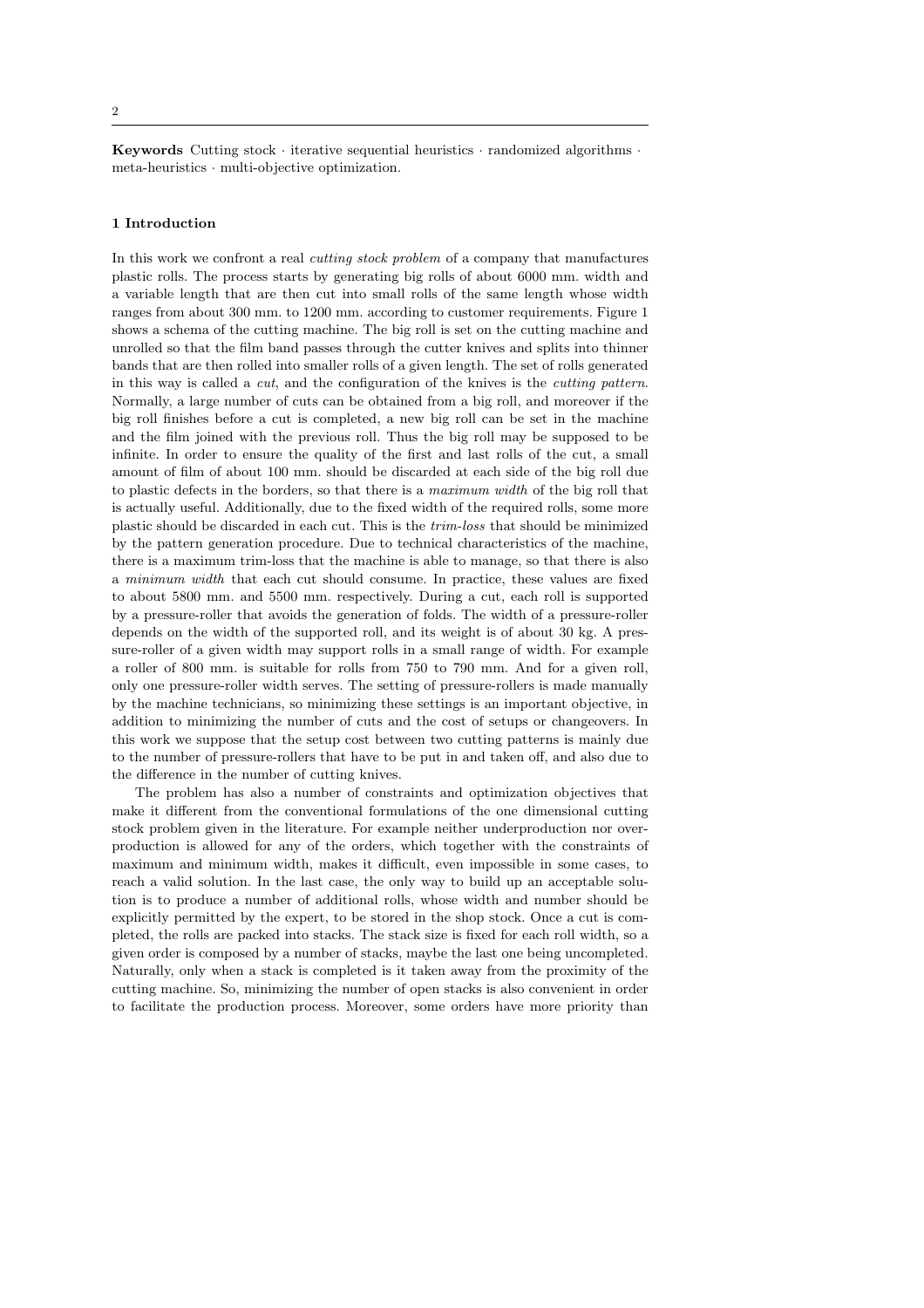**Keywords** Cutting stock · iterative sequential heuristics · randomized algorithms · meta-heuristics · multi-objective optimization.

## 1 Introduction

In this work we confront a real *cutting stock problem* of a company that manufactures plastic rolls. The process starts by generating big rolls of about 6000 mm. width and a variable length that are then cut into small rolls of the same length whose width ranges from about 300 mm. to 1200 mm. according to customer requirements. Figure 1 shows a schema of the cutting machine. The big roll is set on the cutting machine and unrolled so that the film band passes through the cutter knives and splits into thinner bands that are then rolled into smaller rolls of a given length. The set of rolls generated in this way is called a *cut*, and the configuration of the knives is the *cutting pattern*. Normally, a large number of cuts can be obtained from a big roll, and moreover if the big roll finishes before a cut is completed, a new big roll can be set in the machine and the film joined with the previous roll. Thus the big roll may be supposed to be infinite. In order to ensure the quality of the first and last rolls of the cut, a small amount of film of about 100 mm. should be discarded at each side of the big roll due to plastic defects in the borders, so that there is a *maximum width* of the big roll that is actually useful. Additionally, due to the fixed width of the required rolls, some more plastic should be discarded in each cut. This is the *trim-loss* that should be minimized by the pattern generation procedure. Due to technical characteristics of the machine, there is a maximum trim-loss that the machine is able to manage, so that there is also a *minimum width* that each cut should consume. In practice, these values are fixed to about 5800 mm. and 5500 mm. respectively. During a cut, each roll is supported by a pressure-roller that avoids the generation of folds. The width of a pressure-roller depends on the width of the supported roll, and its weight is of about 30 kg. A pressure-roller of a given width may support rolls in a small range of width. For example a roller of 800 mm. is suitable for rolls from 750 to 790 mm. And for a given roll, only one pressure-roller width serves. The setting of pressure-rollers is made manually by the machine technicians, so minimizing these settings is an important objective, in addition to minimizing the number of cuts and the cost of setups or changeovers. In this work we suppose that the setup cost between two cutting patterns is mainly due to the number of pressure-rollers that have to be put in and taken off, and also due to the difference in the number of cutting knives.

The problem has also a number of constraints and optimization objectives that make it different from the conventional formulations of the one dimensional cutting stock problem given in the literature. For example neither underproduction nor overproduction is allowed for any of the orders, which together with the constraints of maximum and minimum width, makes it difficult, even impossible in some cases, to reach a valid solution. In the last case, the only way to build up an acceptable solution is to produce a number of additional rolls, whose width and number should be explicitly permitted by the expert, to be stored in the shop stock. Once a cut is completed, the rolls are packed into stacks. The stack size is fixed for each roll width, so a given order is composed by a number of stacks, maybe the last one being uncompleted. Naturally, only when a stack is completed is it taken away from the proximity of the cutting machine. So, minimizing the number of open stacks is also convenient in order to facilitate the production process. Moreover, some orders have more priority than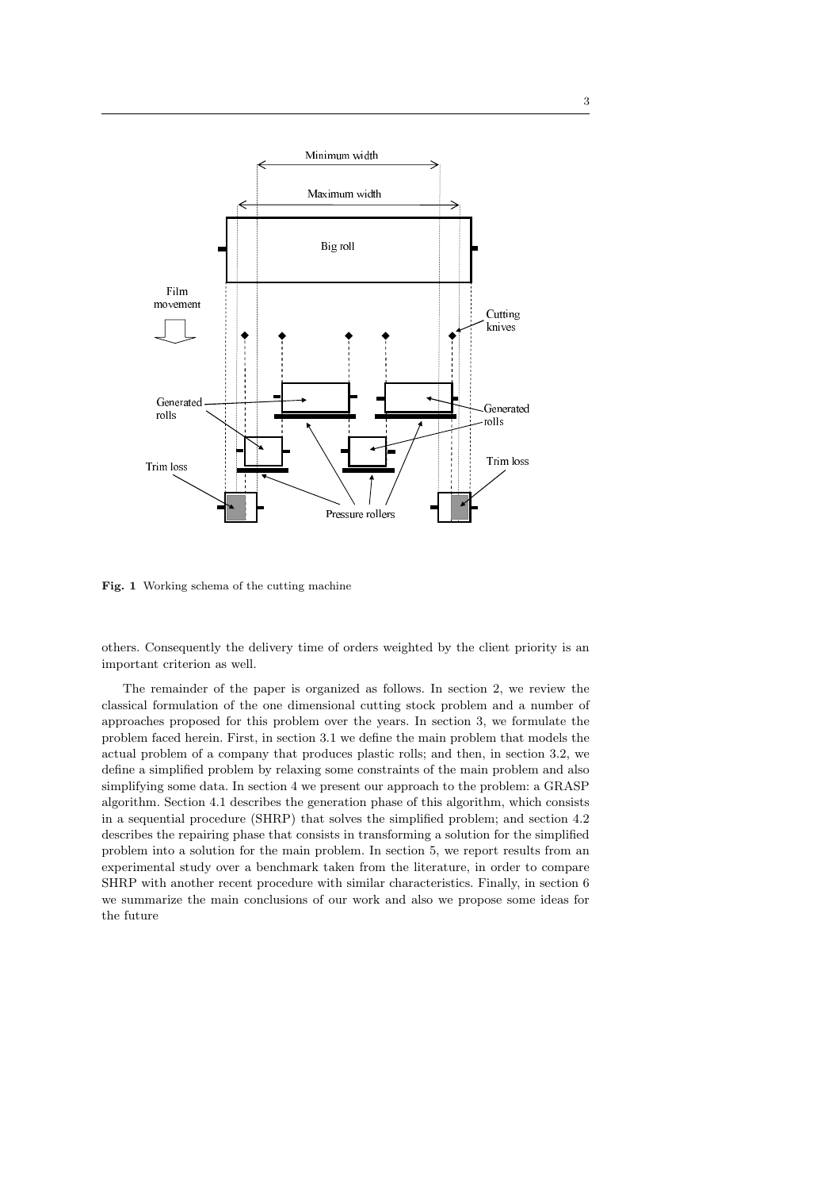**Fig. 1** Working schema of the cutting machine

others. Consequently the delivery time of orders weighted by the client priority is an important criterion as well.

The remainder of the paper is organized as follows. In section 2, we review the classical formulation of the one dimensional cutting stock problem and a number of approaches proposed for this problem over the years. In section 3, we formulate the problem faced herein. First, in section 3.1 we define the main problem that models the actual problem of a company that produces plastic rolls; and then, in section 3.2, we define a simplified problem by relaxing some constraints of the main problem and also simplifying some data. In section 4 we present our approach to the problem: a GRASP algorithm. Section 4.1 describes the generation phase of this algorithm, which consists in a sequential procedure (SHRP) that solves the simplified problem; and section 4.2 describes the repairing phase that consists in transforming a solution for the simplified problem into a solution for the main problem. In section 5, we report results from an experimental study over a benchmark taken from the literature, in order to compare SHRP with another recent procedure with similar characteristics. Finally, in section 6 we summarize the main conclusions of our work and also we propose some ideas for the future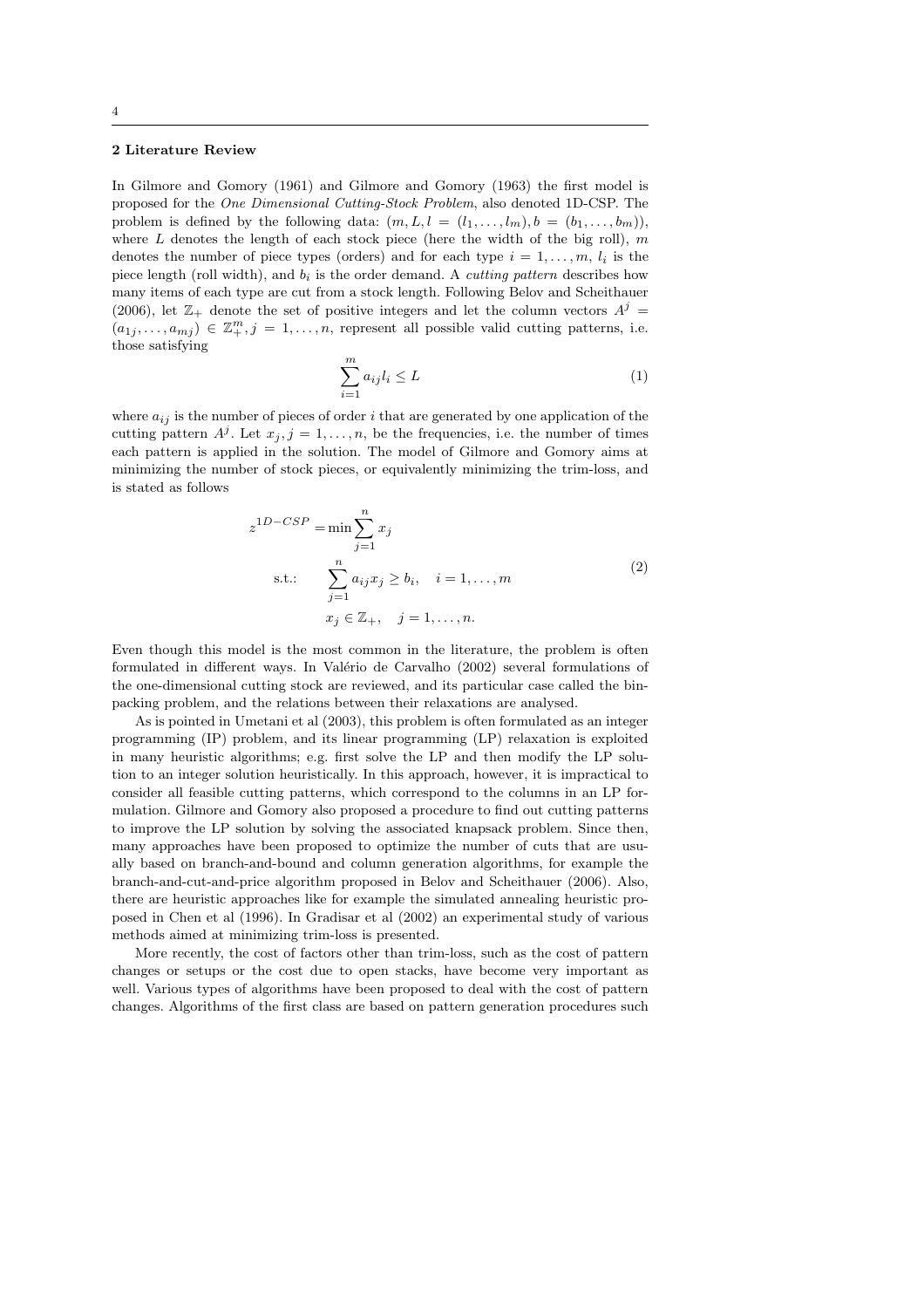## 2 Literature Review

In Gilmore and Gomory (1961) and Gilmore and Gomory (1963) the first model is proposed for the *One Dimensional Cutting-Stock Problem*, also denoted 1D-CSP. The problem is defined by the following data: $(m, L, l = (l_1, \ldots, l_m), b = (b_1, \ldots, b_m))$, where $L$ denotes the length of each stock piece (here the width of the big roll), $m$ denotes the number of piece types (orders) and for each type $i = 1, \ldots, m$, $l_i$ is the piece length (roll width), and $b_i$ is the order demand. A *cutting pattern* describes how many items of each type are cut from a stock length. Following Belov and Scheithauer (2006), let $\mathbb{Z}_+$ denote the set of positive integers and let the column vectors $A^j = (a_{1j}, \ldots, a_{mj}) \in \mathbb{Z}_+^m, j = 1, \ldots, n$, represent all possible valid cutting patterns, i.e. those satisfying

$$\sum_{i=1}^{m} a_{ij} l_i \leq L \tag{1}$$

where $a_{ij}$ is the number of pieces of order $i$ that are generated by one application of the cutting pattern $A^j$. Let $x_j, j = 1, \ldots, n$, be the frequencies, i.e. the number of times each pattern is applied in the solution. The model of Gilmore and Gomory aims at minimizing the number of stock pieces, or equivalently minimizing the trim-loss, and is stated as follows

$$\begin{aligned} z^{1D-CSP} &= \min \sum_{j=1}^{n} x_j \\ \text{s.t.:} \quad & \sum_{j=1}^{n} a_{ij} x_j \geq b_i, \quad i = 1, \ldots, m \\ & x_j \in \mathbb{Z}_+, \quad j = 1, \ldots, n. \end{aligned} \tag{2}$$

Even though this model is the most common in the literature, the problem is often formulated in different ways. In Valério de Carvalho (2002) several formulations of the one-dimensional cutting stock are reviewed, and its particular case called the bin-packing problem, and the relations between their relaxations are analysed.

As is pointed in Umetani et al (2003), this problem is often formulated as an integer programming (IP) problem, and its linear programming (LP) relaxation is exploited in many heuristic algorithms; e.g. first solve the LP and then modify the LP solution to an integer solution heuristically. In this approach, however, it is impractical to consider all feasible cutting patterns, which correspond to the columns in an LP formulation. Gilmore and Gomory also proposed a procedure to find out cutting patterns to improve the LP solution by solving the associated knapsack problem. Since then, many approaches have been proposed to optimize the number of cuts that are usually based on branch-and-bound and column generation algorithms, for example the branch-and-cut-and-price algorithm proposed in Belov and Scheithauer (2006). Also, there are heuristic approaches like for example the simulated annealing heuristic proposed in Chen et al (1996). In Gradisar et al (2002) an experimental study of various methods aimed at minimizing trim-loss is presented.

More recently, the cost of factors other than trim-loss, such as the cost of pattern changes or setups or the cost due to open stacks, have become very important as well. Various types of algorithms have been proposed to deal with the cost of pattern changes. Algorithms of the first class are based on pattern generation procedures such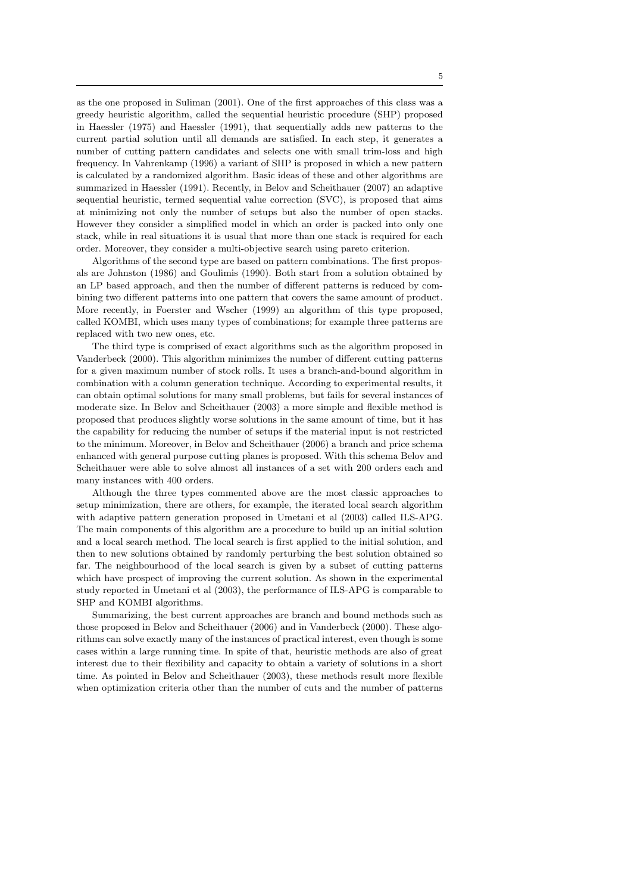as the one proposed in Suliman (2001). One of the first approaches of this class was a greedy heuristic algorithm, called the sequential heuristic procedure (SHP) proposed in Haessler (1975) and Haessler (1991), that sequentially adds new patterns to the current partial solution until all demands are satisfied. In each step, it generates a number of cutting pattern candidates and selects one with small trim-loss and high frequency. In Vahrenkamp (1996) a variant of SHP is proposed in which a new pattern is calculated by a randomized algorithm. Basic ideas of these and other algorithms are summarized in Haessler (1991). Recently, in Belov and Scheithauer (2007) an adaptive sequential heuristic, termed sequential value correction (SVC), is proposed that aims at minimizing not only the number of setups but also the number of open stacks. However they consider a simplified model in which an order is packed into only one stack, while in real situations it is usual that more than one stack is required for each order. Moreover, they consider a multi-objective search using pareto criterion.

Algorithms of the second type are based on pattern combinations. The first proposals are Johnston (1986) and Goulimis (1990). Both start from a solution obtained by an LP based approach, and then the number of different patterns is reduced by combining two different patterns into one pattern that covers the same amount of product. More recently, in Foerster and Wscher (1999) an algorithm of this type proposed, called KOMBI, which uses many types of combinations; for example three patterns are replaced with two new ones, etc.

The third type is comprised of exact algorithms such as the algorithm proposed in Vanderbeck (2000). This algorithm minimizes the number of different cutting patterns for a given maximum number of stock rolls. It uses a branch-and-bound algorithm in combination with a column generation technique. According to experimental results, it can obtain optimal solutions for many small problems, but fails for several instances of moderate size. In Belov and Scheithauer (2003) a more simple and flexible method is proposed that produces slightly worse solutions in the same amount of time, but it has the capability for reducing the number of setups if the material input is not restricted to the minimum. Moreover, in Belov and Scheithauer (2006) a branch and price schema enhanced with general purpose cutting planes is proposed. With this schema Belov and Scheithauer were able to solve almost all instances of a set with 200 orders each and many instances with 400 orders.

Although the three types commented above are the most classic approaches to setup minimization, there are others, for example, the iterated local search algorithm with adaptive pattern generation proposed in Umetani et al (2003) called ILS-APG. The main components of this algorithm are a procedure to build up an initial solution and a local search method. The local search is first applied to the initial solution, and then to new solutions obtained by randomly perturbing the best solution obtained so far. The neighbourhood of the local search is given by a subset of cutting patterns which have prospect of improving the current solution. As shown in the experimental study reported in Umetani et al (2003), the performance of ILS-APG is comparable to SHP and KOMBI algorithms.

Summarizing, the best current approaches are branch and bound methods such as those proposed in Belov and Scheithauer (2006) and in Vanderbeck (2000). These algorithms can solve exactly many of the instances of practical interest, even though is some cases within a large running time. In spite of that, heuristic methods are also of great interest due to their flexibility and capacity to obtain a variety of solutions in a short time. As pointed in Belov and Scheithauer (2003), these methods result more flexible when optimization criteria other than the number of cuts and the number of patterns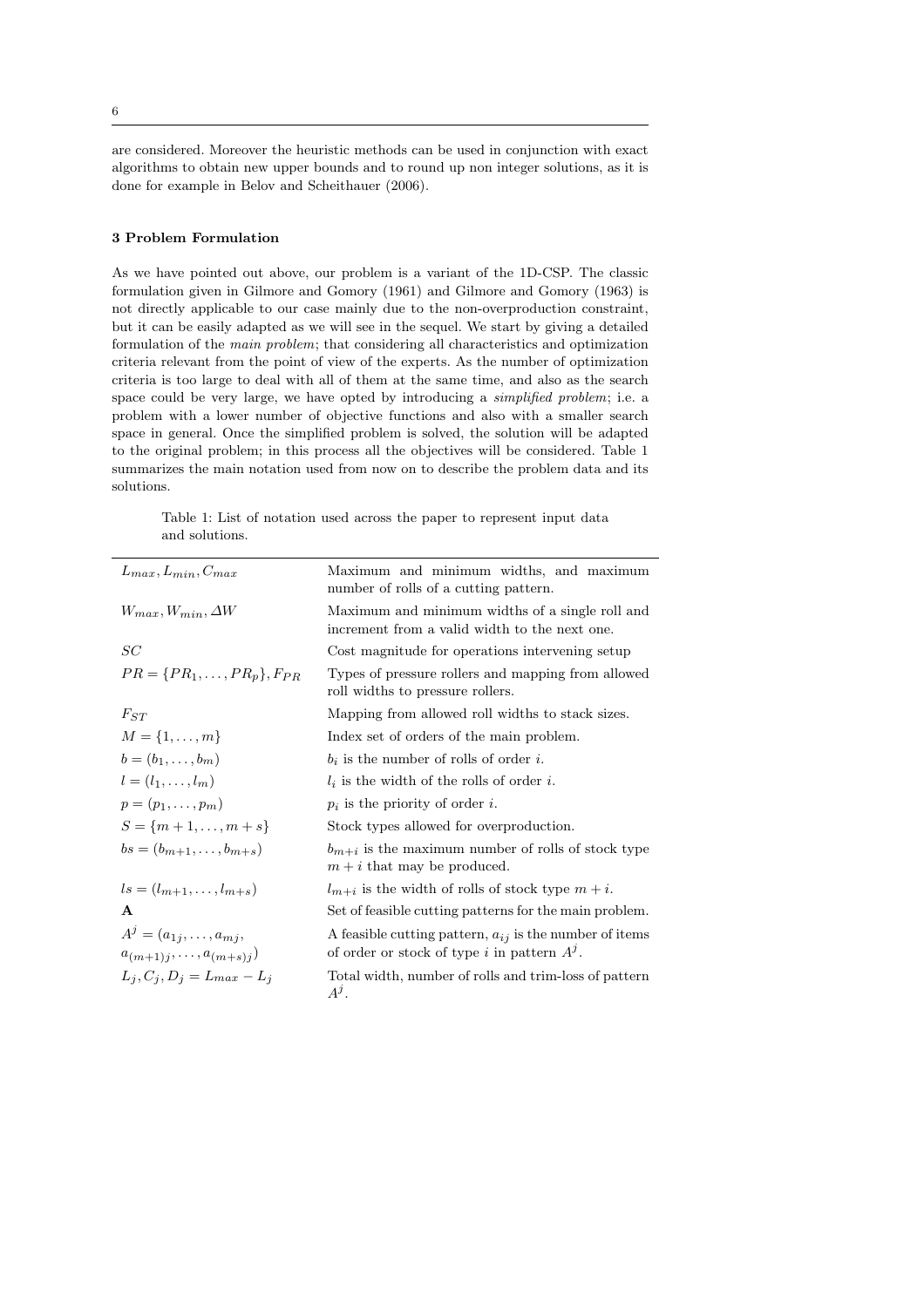are considered. Moreover the heuristic methods can be used in conjunction with exact algorithms to obtain new upper bounds and to round up non integer solutions, as it is done for example in Belov and Scheithauer (2006).

### 3 Problem Formulation

As we have pointed out above, our problem is a variant of the 1D-CSP. The classic formulation given in Gilmore and Gomory (1961) and Gilmore and Gomory (1963) is not directly applicable to our case mainly due to the non-overproduction constraint, but it can be easily adapted as we will see in the sequel. We start by giving a detailed formulation of the *main problem*; that considering all characteristics and optimization criteria relevant from the point of view of the experts. As the number of optimization criteria is too large to deal with all of them at the same time, and also as the search space could be very large, we have opted by introducing a *simplified problem*; i.e. a problem with a lower number of objective functions and also with a smaller search space in general. Once the simplified problem is solved, the solution will be adapted to the original problem; in this process all the objectives will be considered. Table 1 summarizes the main notation used from now on to describe the problem data and its solutions.

Table 1: List of notation used across the paper to represent input data and solutions.

| | |
|---|---|
| $L_{max}, L_{min}, C_{max}$ | Maximum and minimum widths, and maximum number of rolls of a cutting pattern. |
| $W_{max}, W_{min}, \Delta W$ | Maximum and minimum widths of a single roll and increment from a valid width to the next one. |
| $SC$ | Cost magnitude for operations intervening setup |
| $PR = \{PR_1, \ldots, PR_p\}, F_{PR}$ | Types of pressure rollers and mapping from allowed roll widths to pressure rollers. |
| $F_{ST}$ | Mapping from allowed roll widths to stack sizes. |
| $M = \{1, \ldots, m\}$ | Index set of orders of the main problem. |
| $b = (b_1, \ldots, b_m)$ | $b_i$ is the number of rolls of order $i$. |
| $l = (l_1, \ldots, l_m)$ | $l_i$ is the width of the rolls of order $i$. |
| $p = (p_1, \ldots, p_m)$ | $p_i$ is the priority of order $i$. |
| $S = \{m+1, \ldots, m+s\}$ | Stock types allowed for overproduction. |
| $bs = (b_{m+1}, \ldots, b_{m+s})$ | $b_{m+i}$ is the maximum number of rolls of stock type $m+i$ that may be produced. |
| $ls = (l_{m+1}, \ldots, l_{m+s})$ | $l_{m+i}$ is the width of rolls of stock type $m+i$. |
| $\mathbf{A}$ | Set of feasible cutting patterns for the main problem. |
| $A^j = (a_{1j}, \ldots, a_{mj}, a_{(m+1)j}, \ldots, a_{(m+s)j})$ | A feasible cutting pattern, $a_{ij}$ is the number of items of order or stock of type $i$ in pattern $A^j$. |
| $L_j, C_j, D_j = L_{max} - L_j$ | Total width, number of rolls and trim-loss of pattern $A^j$. |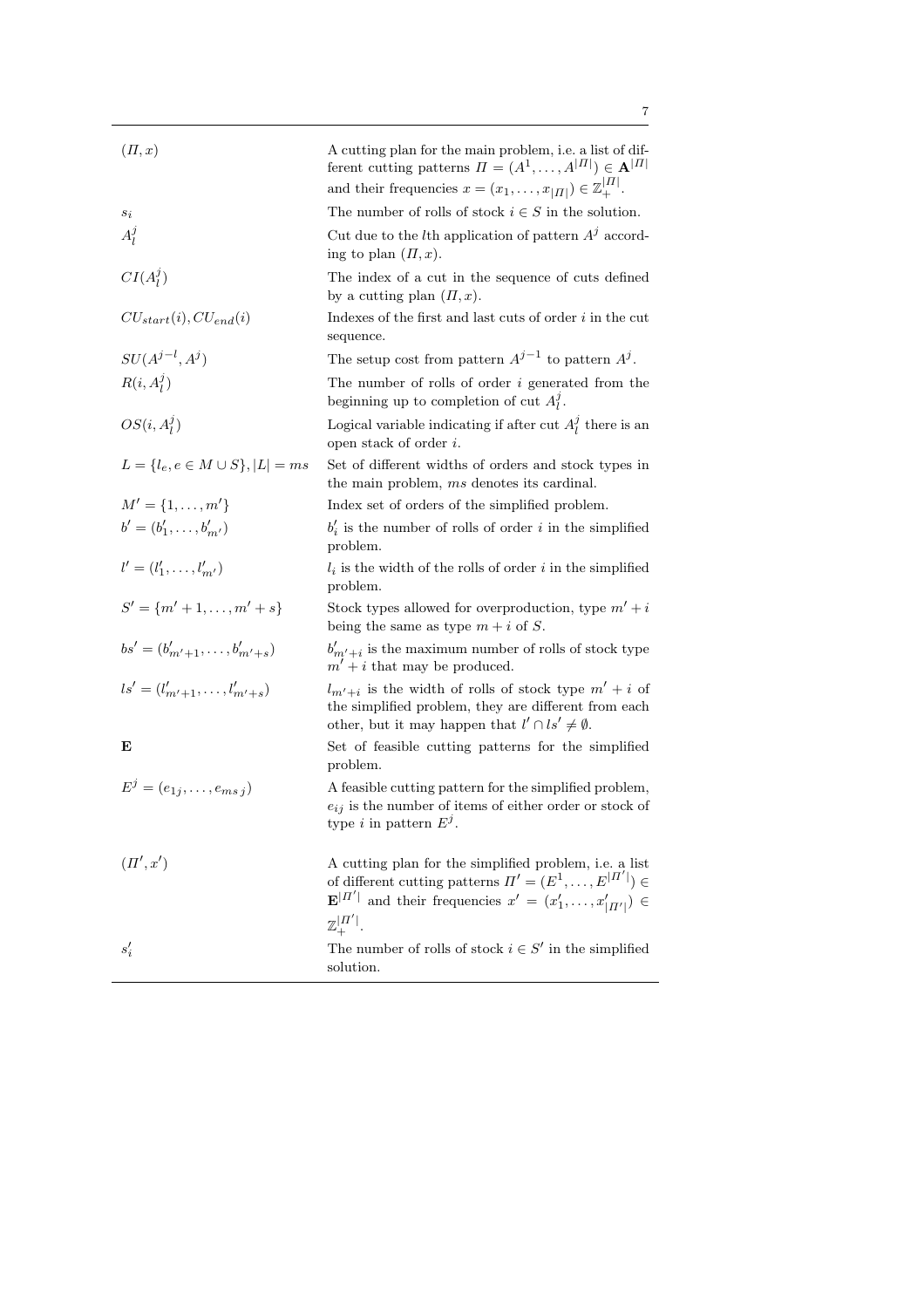| | |
|---|---|
| $(\Pi, x)$ | A cutting plan for the main problem, i.e. a list of different cutting patterns $\Pi = (A^1, \ldots, A^{\|\Pi\|}) \in \mathbf{A}^{\|\Pi\|}$ and their frequencies $x = (x_1, \ldots, x_{\|\Pi\|}) \in \mathbb{Z}_+^{\|\Pi\|}$. |
| $s_i$ | The number of rolls of stock $i \in S$ in the solution. |
| $A_l^j$ | Cut due to the $l$th application of pattern $A^j$ according to plan $(\Pi, x)$. |
| $CI(A_l^j)$ | The index of a cut in the sequence of cuts defined by a cutting plan $(\Pi, x)$. |
| $CU_{start}(i), CU_{end}(i)$ | Indexes of the first and last cuts of order $i$ in the cut sequence. |
| $SU(A^{j-l}, A^j)$ | The setup cost from pattern $A^{j-1}$ to pattern $A^j$. |
| $R(i, A_l^j)$ | The number of rolls of order $i$ generated from the beginning up to completion of cut $A_l^j$. |
| $OS(i, A_l^j)$ | Logical variable indicating if after cut $A_l^j$ there is an open stack of order $i$. |
| $L = \{l_e, e \in M \cup S\}, \|L\| = ms$ | Set of different widths of orders and stock types in the main problem, $ms$ denotes its cardinal. |
| $M' = \{1, \ldots, m'\}$ | Index set of orders of the simplified problem. |
| $b' = (b'_1, \ldots, b'_{m'})$ | $b'_i$ is the number of rolls of order $i$ in the simplified problem. |
| $l' = (l'_1, \ldots, l'_{m'})$ | $l_i$ is the width of the rolls of order $i$ in the simplified problem. |
| $S' = \{m'+1, \ldots, m'+s\}$ | Stock types allowed for overproduction, type $m'+i$ being the same as type $m+i$ of $S$. |
| $bs' = (b'_{m'+1}, \ldots, b'_{m'+s})$ | $b'_{m'+i}$ is the maximum number of rolls of stock type $m'+i$ that may be produced. |
| $ls' = (l'_{m'+1}, \ldots, l'_{m'+s})$ | $l_{m'+i}$ is the width of rolls of stock type $m'+i$ of the simplified problem, they are different from each other, but it may happen that $l' \cap ls' \neq \emptyset$. |
| $\mathbf{E}$ | Set of feasible cutting patterns for the simplified problem. |
| $E^j = (e_{1j}, \ldots, e_{ms\,j})$ | A feasible cutting pattern for the simplified problem, $e_{ij}$ is the number of items of either order or stock of type $i$ in pattern $E^j$. |
| $(\Pi', x')$ | A cutting plan for the simplified problem, i.e. a list of different cutting patterns $\Pi' = (E^1, \ldots, E^{\|\Pi'\|}) \in \mathbf{E}^{\|\Pi'\|}$ and their frequencies $x' = (x'_1, \ldots, x'_{\|\Pi'\|}) \in \mathbb{Z}_+^{\|\Pi'\|}$. |
| $s'_i$ | The number of rolls of stock $i \in S'$ in the simplified solution. |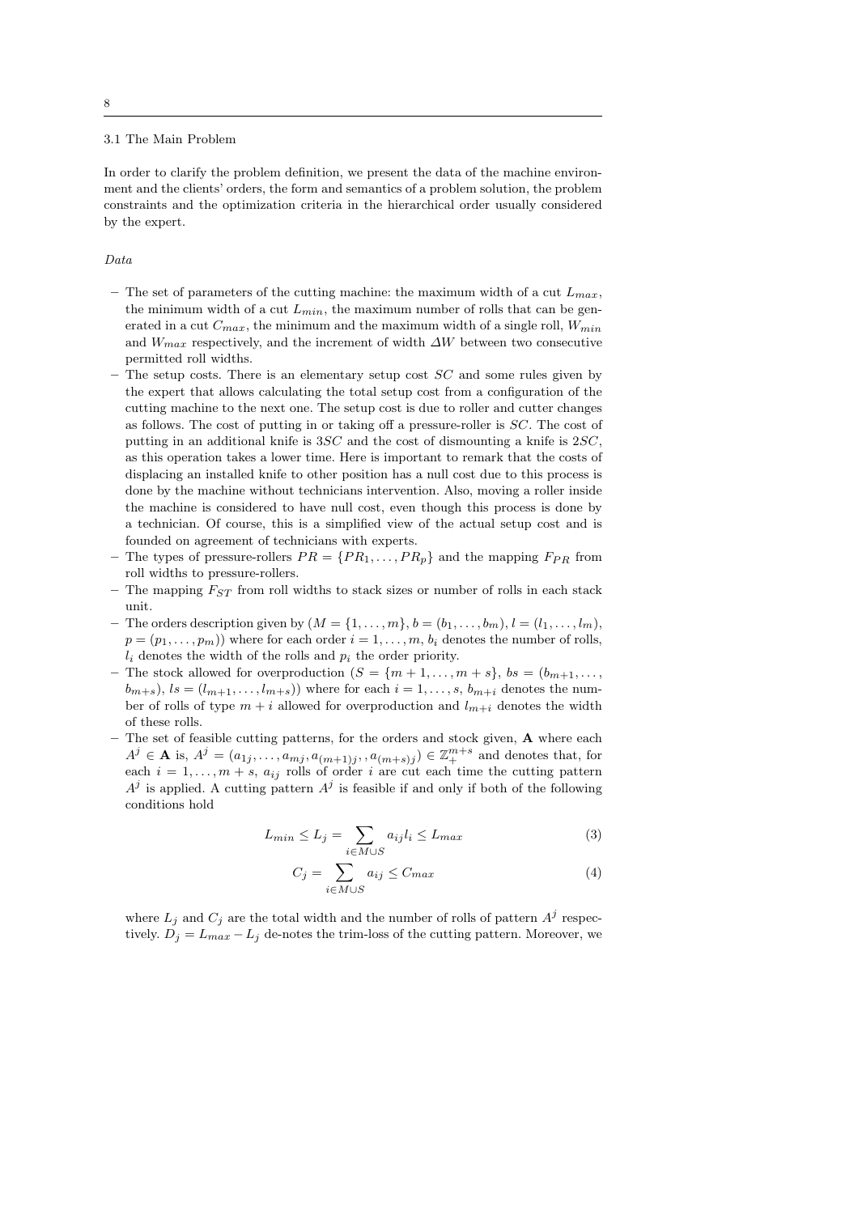### 3.1 The Main Problem

In order to clarify the problem definition, we present the data of the machine environment and the clients' orders, the form and semantics of a problem solution, the problem constraints and the optimization criteria in the hierarchical order usually considered by the expert.

*Data*

- The set of parameters of the cutting machine: the maximum width of a cut $L_{max}$, the minimum width of a cut $L_{min}$, the maximum number of rolls that can be generated in a cut $C_{max}$, the minimum and the maximum width of a single roll, $W_{min}$ and $W_{max}$ respectively, and the increment of width $\Delta W$ between two consecutive permitted roll widths.
- The setup costs. There is an elementary setup cost $SC$ and some rules given by the expert that allows calculating the total setup cost from a configuration of the cutting machine to the next one. The setup cost is due to roller and cutter changes as follows. The cost of putting in or taking off a pressure-roller is $SC$. The cost of putting in an additional knife is $3SC$ and the cost of dismounting a knife is $2SC$, as this operation takes a lower time. Here is important to remark that the costs of displacing an installed knife to other position has a null cost due to this process is done by the machine without technicians intervention. Also, moving a roller inside the machine is considered to have null cost, even though this process is done by a technician. Of course, this is a simplified view of the actual setup cost and is founded on agreement of technicians with experts.
- The types of pressure-rollers $PR = \{PR_1, \ldots, PR_p\}$ and the mapping $F_{PR}$ from roll widths to pressure-rollers.
- The mapping $F_{ST}$ from roll widths to stack sizes or number of rolls in each stack unit.
- The orders description given by $(M = \{1, \ldots, m\}, b = (b_1, \ldots, b_m), l = (l_1, \ldots, l_m), p = (p_1, \ldots, p_m))$ where for each order $i = 1, \ldots, m$, $b_i$ denotes the number of rolls, $l_i$ denotes the width of the rolls and $p_i$ the order priority.
- The stock allowed for overproduction $(S = \{m+1, \ldots, m+s\}, bs = (b_{m+1}, \ldots, b_{m+s}), ls = (l_{m+1}, \ldots, l_{m+s}))$ where for each $i = 1, \ldots, s$, $b_{m+i}$ denotes the number of rolls of type $m+i$ allowed for overproduction and $l_{m+i}$ denotes the width of these rolls.
- The set of feasible cutting patterns, for the orders and stock given, $\mathbf{A}$ where each $A^j \in \mathbf{A}$ is, $A^j = (a_{1j}, \ldots, a_{mj}, a_{(m+1)j}, , a_{(m+s)j}) \in \mathbb{Z}_+^{m+s}$ and denotes that, for each $i = 1, \ldots, m+s$, $a_{ij}$ rolls of order $i$ are cut each time the cutting pattern $A^j$ is applied. A cutting pattern $A^j$ is feasible if and only if both of the following conditions hold

$$L_{min} \leq L_j = \sum_{i \in M \cup S} a_{ij} l_i \leq L_{max} \tag{3}$$

$$C_j = \sum_{i \in M \cup S} a_{ij} \leq C_{max} \tag{4}$$

where $L_j$ and $C_j$ are the total width and the number of rolls of pattern $A^j$ respectively. $D_j = L_{max} - L_j$ de-notes the trim-loss of the cutting pattern. Moreover, we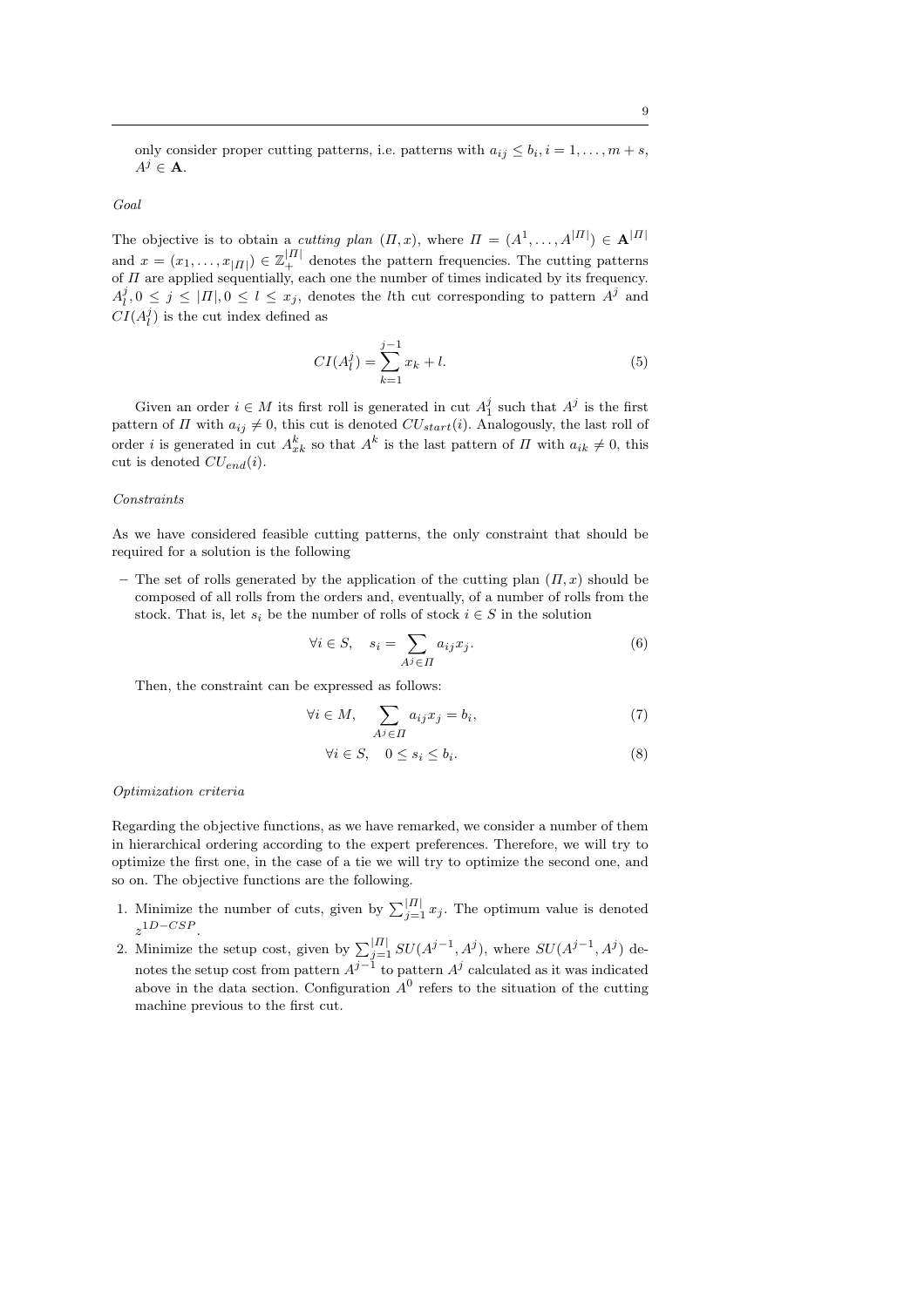only consider proper cutting patterns, i.e. patterns with $a_{ij} \leq b_i, i = 1, \ldots, m+s$, $A^j \in \mathbf{A}$.

*Goal*

The objective is to obtain a *cutting plan* $(\Pi, x)$, where $\Pi = (A^1, \ldots, A^{|\Pi|}) \in \mathbf{A}^{|\Pi|}$ and $x = (x_1, \ldots, x_{|\Pi|}) \in \mathbb{Z}_+^{|\Pi|}$ denotes the pattern frequencies. The cutting patterns of $\Pi$ are applied sequentially, each one the number of times indicated by its frequency. $A_l^j, 0 \leq j \leq |\Pi|, 0 \leq l \leq x_j$, denotes the $l$th cut corresponding to pattern $A^j$ and $CI(A_l^j)$ is the cut index defined as

$$CI(A_l^j) = \sum_{k=1}^{j-1} x_k + l. \tag{5}$$

Given an order $i \in M$ its first roll is generated in cut $A_1^j$ such that $A^j$ is the first pattern of $\Pi$ with $a_{ij} \neq 0$, this cut is denoted $CU_{start}(i)$. Analogously, the last roll of order $i$ is generated in cut $A_{xk}^k$ so that $A^k$ is the last pattern of $\Pi$ with $a_{ik} \neq 0$, this cut is denoted $CU_{end}(i)$.

*Constraints*

As we have considered feasible cutting patterns, the only constraint that should be required for a solution is the following

– The set of rolls generated by the application of the cutting plan $(\Pi, x)$ should be composed of all rolls from the orders and, eventually, of a number of rolls from the stock. That is, let $s_i$ be the number of rolls of stock $i \in S$ in the solution

$$\forall i \in S, \quad s_i = \sum_{A^j \in \Pi} a_{ij} x_j. \tag{6}$$

Then, the constraint can be expressed as follows:

$$\forall i \in M, \quad \sum_{A^j \in \Pi} a_{ij} x_j = b_i, \tag{7}$$

$$\forall i \in S, \quad 0 \leq s_i \leq b_i. \tag{8}$$

*Optimization criteria*

Regarding the objective functions, as we have remarked, we consider a number of them in hierarchical ordering according to the expert preferences. Therefore, we will try to optimize the first one, in the case of a tie we will try to optimize the second one, and so on. The objective functions are the following.

1. Minimize the number of cuts, given by $\sum_{j=1}^{|\Pi|} x_j$. The optimum value is denoted $z^{1D-CSP}$.
2. Minimize the setup cost, given by $\sum_{j=1}^{|\Pi|} SU(A^{j-1}, A^j)$, where $SU(A^{j-1}, A^j)$ denotes the setup cost from pattern $A^{j-1}$ to pattern $A^j$ calculated as it was indicated above in the data section. Configuration $A^0$ refers to the situation of the cutting machine previous to the first cut.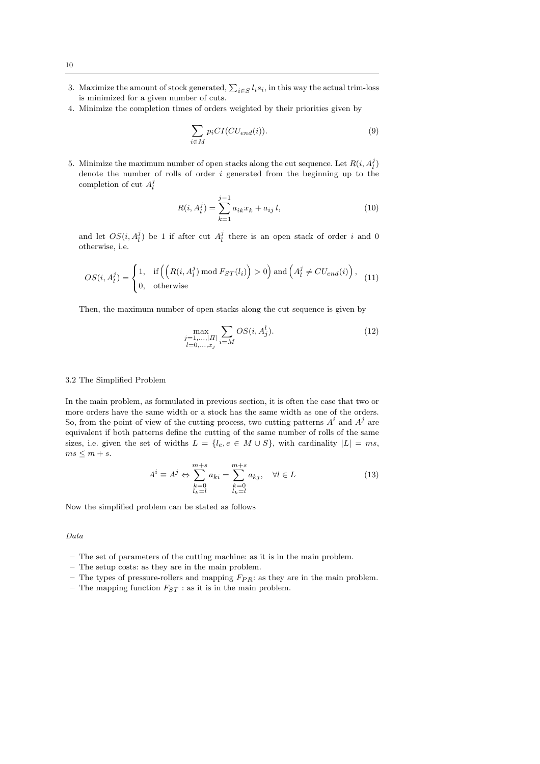3. Maximize the amount of stock generated, $\sum_{i \in S} l_i s_i$, in this way the actual trim-loss is minimized for a given number of cuts.
4. Minimize the completion times of orders weighted by their priorities given by

$$\sum_{i \in M} p_i CI(CU_{end}(i)). \tag{9}$$

5. Minimize the maximum number of open stacks along the cut sequence. Let $R(i, A_l^j)$ denote the number of rolls of order $i$ generated from the beginning up to the completion of cut $A_l^j$

$$R(i, A_l^j) = \sum_{k=1}^{j-1} a_{ik} x_k + a_{ij}\, l, \tag{10}$$

and let $OS(i, A_l^j)$ be 1 if after cut $A_l^j$ there is an open stack of order $i$ and 0 otherwise, i.e.

$$OS(i, A_l^j) = \begin{cases} 1, & \text{if} \left( \left( R(i, A_l^j) \bmod F_{ST}(l_i) \right) > 0 \right) \text{ and } \left( A_l^j \neq CU_{end}(i) \right), \\ 0, & \text{otherwise} \end{cases} \tag{11}$$

Then, the maximum number of open stacks along the cut sequence is given by

$$\max_{\substack{j=1,\ldots,|\Pi| \\ l=0,\ldots,x_j}} \sum_{i=M} OS(i, A_j^l). \tag{12}$$

### 3.2 The Simplified Problem

In the main problem, as formulated in previous section, it is often the case that two or more orders have the same width or a stock has the same width as one of the orders. So, from the point of view of the cutting process, two cutting patterns $A^i$ and $A^j$ are equivalent if both patterns define the cutting of the same number of rolls of the same sizes, i.e. given the set of widths $L = \{l_e, e \in M \cup S\}$, with cardinality $|L| = ms$, $ms \leq m + s$.

$$A^i \equiv A^j \Leftrightarrow \sum_{\substack{k=0 \\ l_k=l}}^{m+s} a_{ki} = \sum_{\substack{k=0 \\ l_k=l}}^{m+s} a_{kj}, \quad \forall l \in L \tag{13}$$

Now the simplified problem can be stated as follows

*Data*

- The set of parameters of the cutting machine: as it is in the main problem.
- The setup costs: as they are in the main problem.
- The types of pressure-rollers and mapping $F_{PR}$: as they are in the main problem.
- The mapping function $F_{ST}$ : as it is in the main problem.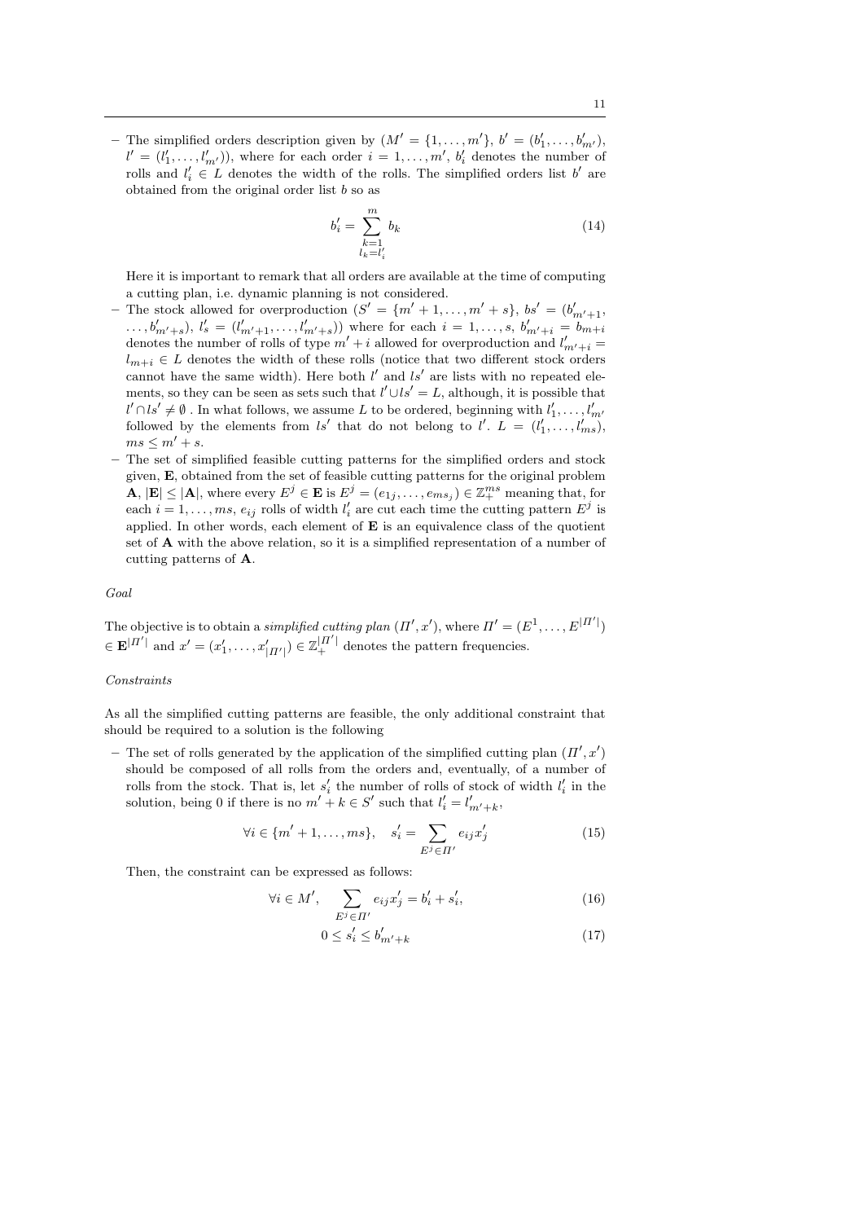- The simplified orders description given by ($M' = \{1, \ldots, m'\}$, $b' = (b'_1, \ldots, b'_{m'})$, $l' = (l'_1, \ldots, l'_{m'})$), where for each order $i = 1, \ldots, m'$, $b'_i$ denotes the number of rolls and $l'_i \in L$ denotes the width of the rolls. The simplified orders list $b'$ are obtained from the original order list $b$ so as

$$b'_i = \sum_{\substack{k=1 \\ l_k = l'_i}}^{m} b_k \tag{14}$$

  Here it is important to remark that all orders are available at the time of computing a cutting plan, i.e. dynamic planning is not considered.
- The stock allowed for overproduction ($S' = \{m'+1, \ldots, m'+s\}$, $bs' = (b'_{m'+1}, \ldots, b'_{m'+s})$, $l'_s = (l'_{m'+1}, \ldots, l'_{m'+s})$) where for each $i = 1, \ldots, s$, $b'_{m'+i} = b_{m+i}$ denotes the number of rolls of type $m'+i$ allowed for overproduction and $l'_{m'+i} = l_{m+i} \in L$ denotes the width of these rolls (notice that two different stock orders cannot have the same width). Here both $l'$ and $ls'$ are lists with no repeated elements, so they can be seen as sets such that $l' \cup ls' = L$, although, it is possible that $l' \cap ls' \neq \emptyset$ . In what follows, we assume $L$ to be ordered, beginning with $l'_1, \ldots, l'_{m'}$ followed by the elements from $ls'$ that do not belong to $l'$. $L = (l'_1, \ldots, l'_{ms})$, $ms \leq m' + s$.
- The set of simplified feasible cutting patterns for the simplified orders and stock given, $\mathbf{E}$, obtained from the set of feasible cutting patterns for the original problem $\mathbf{A}$, $|\mathbf{E}| \leq |\mathbf{A}|$, where every $E^j \in \mathbf{E}$ is $E^j = (e_{1j}, \ldots, e_{ms_j}) \in \mathbb{Z}_+^{ms}$ meaning that, for each $i = 1, \ldots, ms$, $e_{ij}$ rolls of width $l'_i$ are cut each time the cutting pattern $E^j$ is applied. In other words, each element of $\mathbf{E}$ is an equivalence class of the quotient set of $\mathbf{A}$ with the above relation, so it is a simplified representation of a number of cutting patterns of $\mathbf{A}$.

*Goal*

The objective is to obtain a *simplified cutting plan* $(\Pi', x')$, where $\Pi' = (E^1, \ldots, E^{|\Pi'|}) \in \mathbf{E}^{|\Pi'|}$ and $x' = (x'_1, \ldots, x'_{|\Pi'|}) \in \mathbb{Z}_+^{|\Pi'|}$ denotes the pattern frequencies.

*Constraints*

As all the simplified cutting patterns are feasible, the only additional constraint that should be required to a solution is the following

- The set of rolls generated by the application of the simplified cutting plan $(\Pi', x')$ should be composed of all rolls from the orders and, eventually, of a number of rolls from the stock. That is, let $s'_i$ the number of rolls of stock of width $l'_i$ in the solution, being 0 if there is no $m'+k \in S'$ such that $l'_i = l'_{m'+k}$,

$$\forall i \in \{m'+1, \ldots, ms\}, \quad s'_i = \sum_{E^j \in \Pi'} e_{ij} x'_j \tag{15}$$

  Then, the constraint can be expressed as follows:

$$\forall i \in M', \quad \sum_{E^j \in \Pi'} e_{ij} x'_j = b'_i + s'_i, \tag{16}$$

$$0 \leq s'_i \leq b'_{m'+k} \tag{17}$$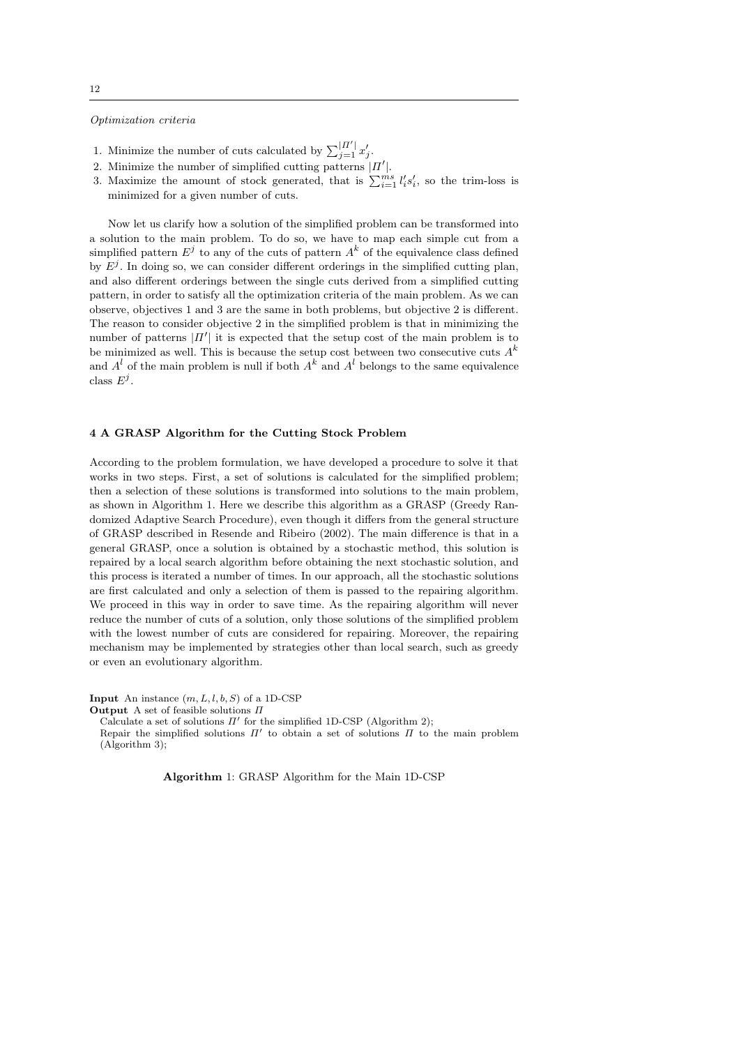*Optimization criteria*

1. Minimize the number of cuts calculated by $\sum_{j=1}^{|\Pi'|} x'_j$.
2. Minimize the number of simplified cutting patterns $|\Pi'|$.
3. Maximize the amount of stock generated, that is $\sum_{i=1}^{ms} l'_i s'_i$, so the trim-loss is minimized for a given number of cuts.

Now let us clarify how a solution of the simplified problem can be transformed into a solution to the main problem. To do so, we have to map each simple cut from a simplified pattern $E^j$ to any of the cuts of pattern $A^k$ of the equivalence class defined by $E^j$. In doing so, we can consider different orderings in the simplified cutting plan, and also different orderings between the single cuts derived from a simplified cutting pattern, in order to satisfy all the optimization criteria of the main problem. As we can observe, objectives 1 and 3 are the same in both problems, but objective 2 is different. The reason to consider objective 2 in the simplified problem is that in minimizing the number of patterns $|\Pi'|$ it is expected that the setup cost of the main problem is to be minimized as well. This is because the setup cost between two consecutive cuts $A^k$ and $A^l$ of the main problem is null if both $A^k$ and $A^l$ belongs to the same equivalence class $E^j$.

## 4 A GRASP Algorithm for the Cutting Stock Problem

According to the problem formulation, we have developed a procedure to solve it that works in two steps. First, a set of solutions is calculated for the simplified problem; then a selection of these solutions is transformed into solutions to the main problem, as shown in Algorithm 1. Here we describe this algorithm as a GRASP (Greedy Randomized Adaptive Search Procedure), even though it differs from the general structure of GRASP described in Resende and Ribeiro (2002). The main difference is that in a general GRASP, once a solution is obtained by a stochastic method, this solution is repaired by a local search algorithm before obtaining the next stochastic solution, and this process is iterated a number of times. In our approach, all the stochastic solutions are first calculated and only a selection of them is passed to the repairing algorithm. We proceed in this way in order to save time. As the repairing algorithm will never reduce the number of cuts of a solution, only those solutions of the simplified problem with the lowest number of cuts are considered for repairing. Moreover, the repairing mechanism may be implemented by strategies other than local search, such as greedy or even an evolutionary algorithm.

**Input** An instance $(m, L, l, b, S)$ of a 1D-CSP
**Output** A set of feasible solutions $\Pi$
Calculate a set of solutions $\Pi'$ for the simplified 1D-CSP (Algorithm 2);
Repair the simplified solutions $\Pi'$ to obtain a set of solutions $\Pi$ to the main problem (Algorithm 3);

**Algorithm** 1: GRASP Algorithm for the Main 1D-CSP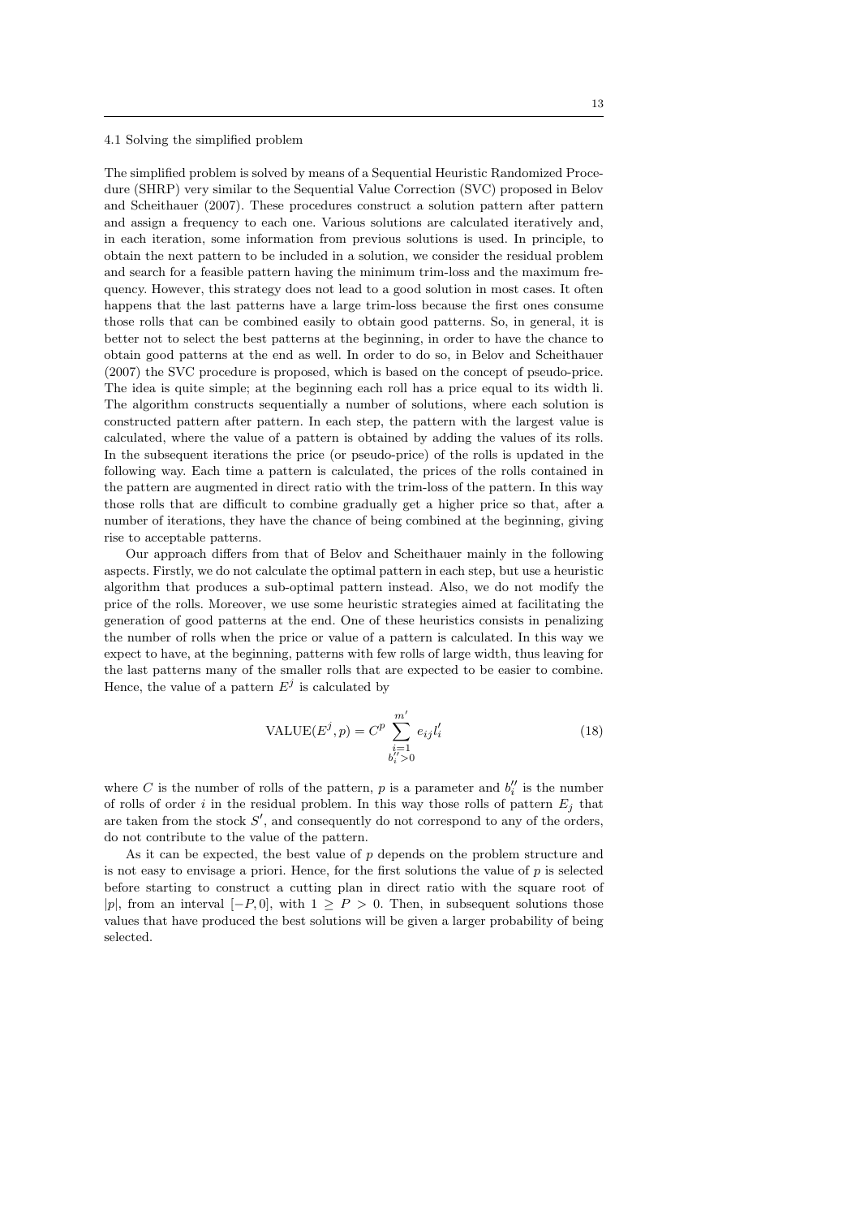### 4.1 Solving the simplified problem

The simplified problem is solved by means of a Sequential Heuristic Randomized Procedure (SHRP) very similar to the Sequential Value Correction (SVC) proposed in Belov and Scheithauer (2007). These procedures construct a solution pattern after pattern and assign a frequency to each one. Various solutions are calculated iteratively and, in each iteration, some information from previous solutions is used. In principle, to obtain the next pattern to be included in a solution, we consider the residual problem and search for a feasible pattern having the minimum trim-loss and the maximum frequency. However, this strategy does not lead to a good solution in most cases. It often happens that the last patterns have a large trim-loss because the first ones consume those rolls that can be combined easily to obtain good patterns. So, in general, it is better not to select the best patterns at the beginning, in order to have the chance to obtain good patterns at the end as well. In order to do so, in Belov and Scheithauer (2007) the SVC procedure is proposed, which is based on the concept of pseudo-price. The idea is quite simple; at the beginning each roll has a price equal to its width li. The algorithm constructs sequentially a number of solutions, where each solution is constructed pattern after pattern. In each step, the pattern with the largest value is calculated, where the value of a pattern is obtained by adding the values of its rolls. In the subsequent iterations the price (or pseudo-price) of the rolls is updated in the following way. Each time a pattern is calculated, the prices of the rolls contained in the pattern are augmented in direct ratio with the trim-loss of the pattern. In this way those rolls that are difficult to combine gradually get a higher price so that, after a number of iterations, they have the chance of being combined at the beginning, giving rise to acceptable patterns.

Our approach differs from that of Belov and Scheithauer mainly in the following aspects. Firstly, we do not calculate the optimal pattern in each step, but use a heuristic algorithm that produces a sub-optimal pattern instead. Also, we do not modify the price of the rolls. Moreover, we use some heuristic strategies aimed at facilitating the generation of good patterns at the end. One of these heuristics consists in penalizing the number of rolls when the price or value of a pattern is calculated. In this way we expect to have, at the beginning, patterns with few rolls of large width, thus leaving for the last patterns many of the smaller rolls that are expected to be easier to combine. Hence, the value of a pattern $E^j$ is calculated by

$$\text{VALUE}(E^j, p) = C^p \sum_{\substack{i=1 \\ b_i'' > 0}}^{m'} e_{ij} l_i' \tag{18}$$

where $C$ is the number of rolls of the pattern, $p$ is a parameter and $b_i''$ is the number of rolls of order $i$ in the residual problem. In this way those rolls of pattern $E_j$ that are taken from the stock $S'$, and consequently do not correspond to any of the orders, do not contribute to the value of the pattern.

As it can be expected, the best value of $p$ depends on the problem structure and is not easy to envisage a priori. Hence, for the first solutions the value of $p$ is selected before starting to construct a cutting plan in direct ratio with the square root of $|p|$, from an interval $[-P, 0]$, with $1 \geq P > 0$. Then, in subsequent solutions those values that have produced the best solutions will be given a larger probability of being selected.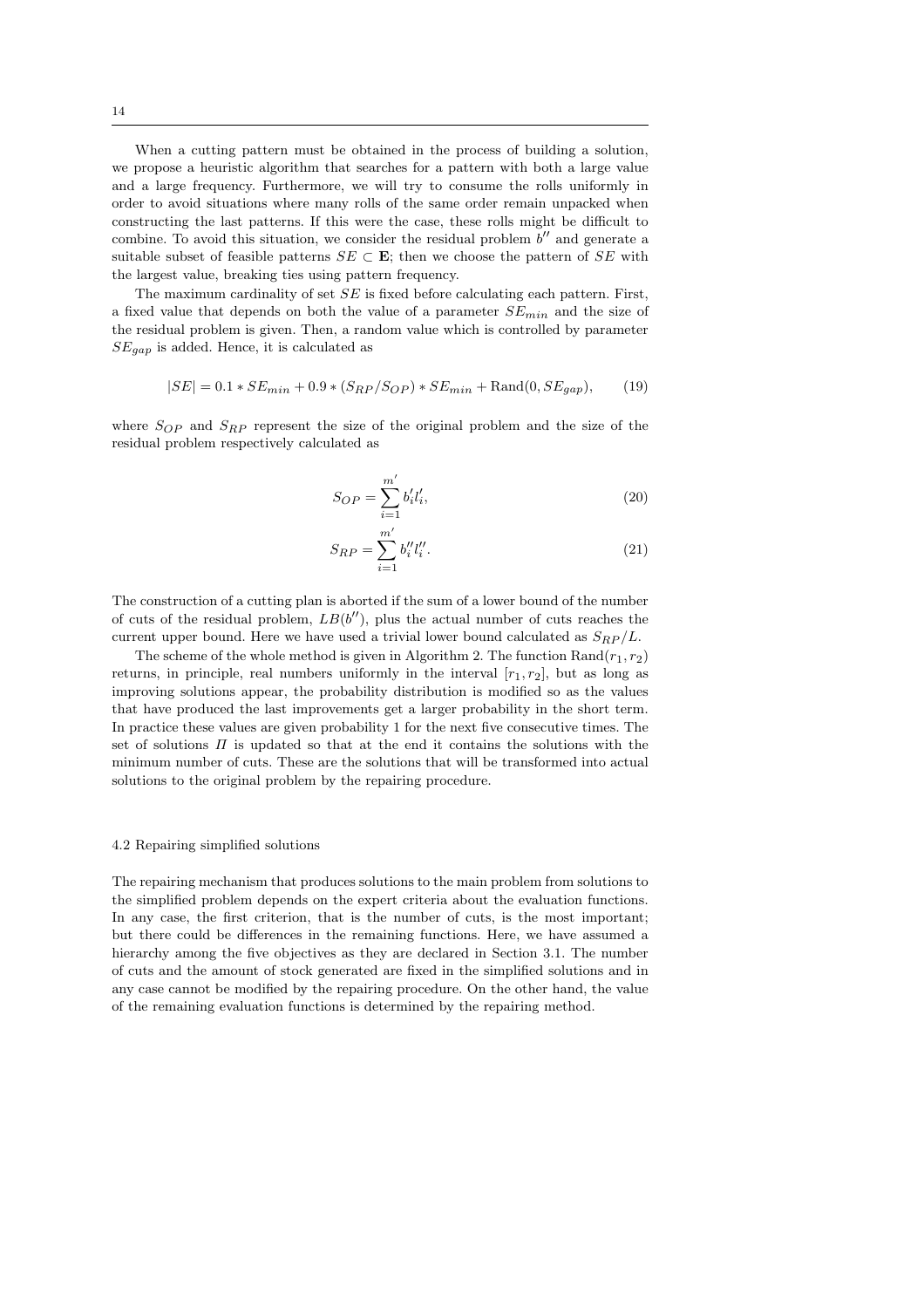When a cutting pattern must be obtained in the process of building a solution, we propose a heuristic algorithm that searches for a pattern with both a large value and a large frequency. Furthermore, we will try to consume the rolls uniformly in order to avoid situations where many rolls of the same order remain unpacked when constructing the last patterns. If this were the case, these rolls might be difficult to combine. To avoid this situation, we consider the residual problem $b''$ and generate a suitable subset of feasible patterns $SE \subset \mathbf{E}$; then we choose the pattern of $SE$ with the largest value, breaking ties using pattern frequency.

The maximum cardinality of set $SE$ is fixed before calculating each pattern. First, a fixed value that depends on both the value of a parameter $SE_{min}$ and the size of the residual problem is given. Then, a random value which is controlled by parameter $SE_{gap}$ is added. Hence, it is calculated as

$$|SE| = 0.1 * SE_{min} + 0.9 * (S_{RP}/S_{OP}) * SE_{min} + \text{Rand}(0, SE_{gap}), \tag{19}$$

where $S_{OP}$ and $S_{RP}$ represent the size of the original problem and the size of the residual problem respectively calculated as

$$S_{OP} = \sum_{i=1}^{m'} b'_i l'_i, \tag{20}$$

$$S_{RP} = \sum_{i=1}^{m'} b''_i l''_i. \tag{21}$$

The construction of a cutting plan is aborted if the sum of a lower bound of the number of cuts of the residual problem, $LB(b'')$, plus the actual number of cuts reaches the current upper bound. Here we have used a trivial lower bound calculated as $S_{RP}/L$.

The scheme of the whole method is given in Algorithm 2. The function $\text{Rand}(r_1, r_2)$ returns, in principle, real numbers uniformly in the interval $[r_1, r_2]$, but as long as improving solutions appear, the probability distribution is modified so as the values that have produced the last improvements get a larger probability in the short term. In practice these values are given probability 1 for the next five consecutive times. The set of solutions $\Pi$ is updated so that at the end it contains the solutions with the minimum number of cuts. These are the solutions that will be transformed into actual solutions to the original problem by the repairing procedure.

### 4.2 Repairing simplified solutions

The repairing mechanism that produces solutions to the main problem from solutions to the simplified problem depends on the expert criteria about the evaluation functions. In any case, the first criterion, that is the number of cuts, is the most important; but there could be differences in the remaining functions. Here, we have assumed a hierarchy among the five objectives as they are declared in Section 3.1. The number of cuts and the amount of stock generated are fixed in the simplified solutions and in any case cannot be modified by the repairing procedure. On the other hand, the value of the remaining evaluation functions is determined by the repairing method.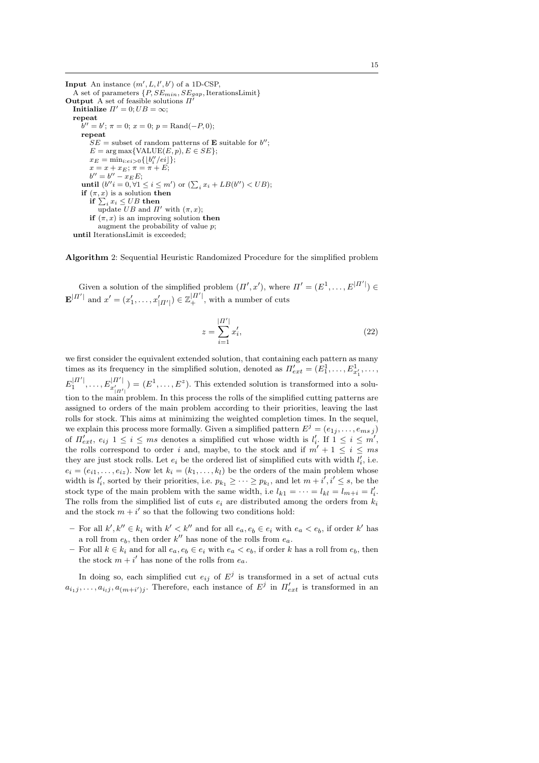**Input** An instance $(m', L, l', b')$ of a 1D-CSP,
  A set of parameters $\{P, SE_{min}, SE_{gap}, \text{IterationsLimit}\}$
**Output** A set of feasible solutions $\Pi'$
  **Initialize** $\Pi' = 0; UB = \infty$;
  **repeat**
    $b'' = b'$; $\pi = 0$; $x = 0$; $p = \text{Rand}(-P, 0)$;
    **repeat**
      $SE$ = subset of random patterns of $\mathbf{E}$ suitable for $b''$;
      $E = \arg\max\{\text{VALUE}(E, p), E \in SE\}$;
      $x_E = \min_{i:ei>0}\{\lfloor b''_i/ei \rfloor\}$;
      $x = x + x_E$; $\pi = \pi + E$;
      $b'' = b'' - x_E E$;
    **until** $(b''i = 0, \forall 1 \leq i \leq m')$ or $(\sum_i x_i + LB(b'') < UB)$;
    **if** $(\pi, x)$ is a solution **then**
      **if** $\sum_i x_i \leq UB$ **then**
        update $UB$ and $\Pi'$ with $(\pi, x)$;
      **if** $(\pi, x)$ is an improving solution **then**
        augment the probability of value $p$;
  **until** IterationsLimit is exceeded;

**Algorithm** 2: Sequential Heuristic Randomized Procedure for the simplified problem

Given a solution of the simplified problem $(\Pi', x')$, where $\Pi' = (E^1, \ldots, E^{|\Pi'|}) \in \mathbf{E}^{|\Pi'|}$ and $x' = (x'_1, \ldots, x'_{|\Pi'|}) \in \mathbb{Z}_+^{|\Pi'|}$, with a number of cuts

$$z = \sum_{i=1}^{|\Pi'|} x'_i, \tag{22}$$

we first consider the equivalent extended solution, that containing each pattern as many times as its frequency in the simplified solution, denoted as $\Pi'_{ext} = (E_1^1, \ldots, E_{x'_1}^1, \ldots, E_1^{|\Pi'|}, \ldots, E_{x'_{|\Pi'|}}^{|\Pi'|}) = (E^1, \ldots, E^z)$. This extended solution is transformed into a solution to the main problem. In this process the rolls of the simplified cutting patterns are assigned to orders of the main problem according to their priorities, leaving the last rolls for stock. This aims at minimizing the weighted completion times. In the sequel, we explain this process more formally. Given a simplified pattern $E^j = (e_{1j}, \ldots, e_{ms\,j})$ of $\Pi'_{ext}$, $e_{ij}$ $1 \leq i \leq ms$ denotes a simplified cut whose width is $l'_i$. If $1 \leq i \leq m'$, the rolls correspond to order $i$ and, maybe, to the stock and if $m' + 1 \leq i \leq ms$ they are just stock rolls. Let $e_i$ be the ordered list of simplified cuts with width $l'_i$, i.e. $e_i = (e_{i1}, \ldots, e_{iz})$. Now let $k_i = (k_1, \ldots, k_l)$ be the orders of the main problem whose width is $l'_i$, sorted by their priorities, i.e. $p_{k_1} \geq \cdots \geq p_{k_l}$, and let $m + i', i' \leq s$, be the stock type of the main problem with the same width, i.e $l_{k1} = \cdots = l_{kl} = l_{m+i} = l'_i$. The rolls from the simplified list of cuts $e_i$ are distributed among the orders from $k_i$ and the stock $m + i'$ so that the following two conditions hold:

- For all $k', k'' \in k_i$ with $k' < k''$ and for all $e_a, e_b \in e_i$ with $e_a < e_b$, if order $k'$ has a roll from $e_b$, then order $k''$ has none of the rolls from $e_a$.
- For all $k \in k_i$ and for all $e_a, e_b \in e_i$ with $e_a < e_b$, if order $k$ has a roll from $e_b$, then the stock $m + i'$ has none of the rolls from $e_a$.

In doing so, each simplified cut $e_{ij}$ of $E^j$ is transformed in a set of actual cuts $a_{i_1 j}, \ldots, a_{i_l j}, a_{(m+i')j}$. Therefore, each instance of $E^j$ in $\Pi'_{ext}$ is transformed in an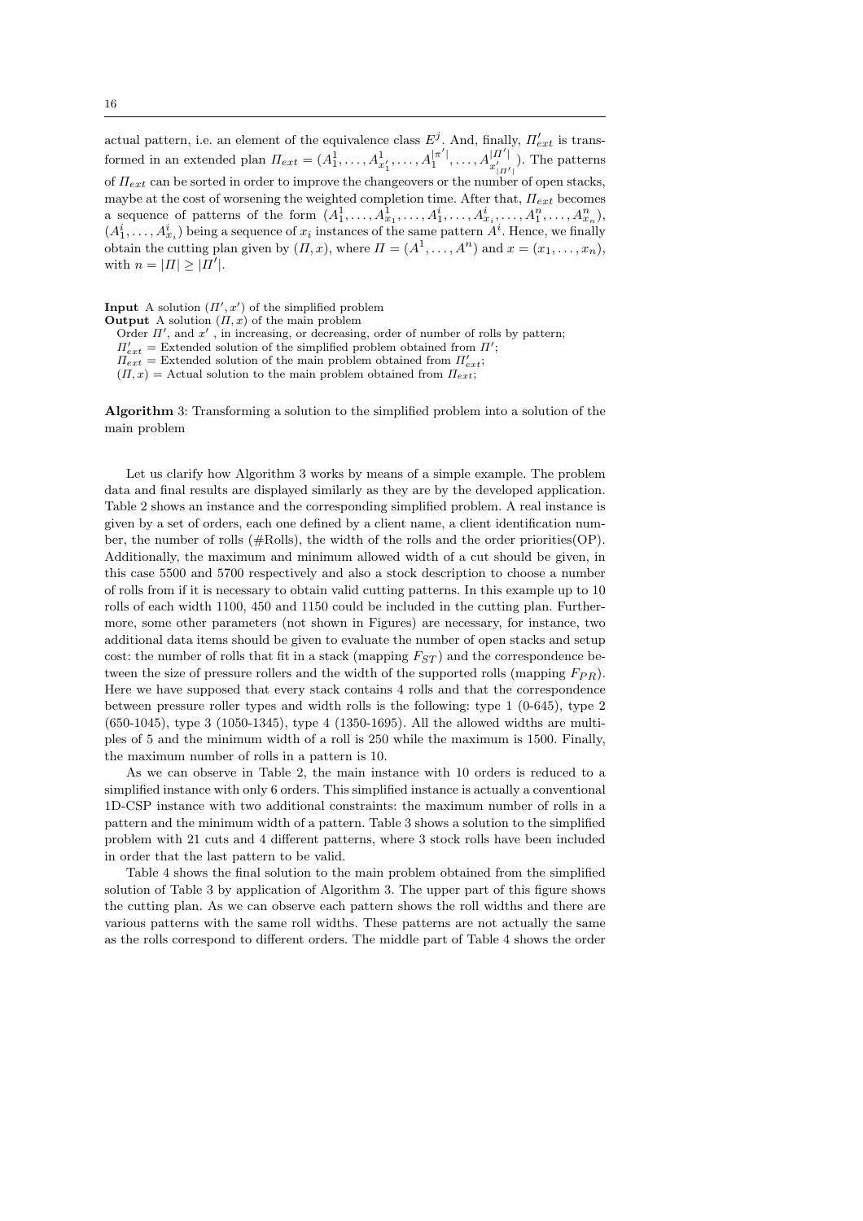actual pattern, i.e. an element of the equivalence class $E^j$. And, finally, $\Pi'_{ext}$ is transformed in an extended plan $\Pi_{ext} = (A^1_1, \ldots, A^1_{x'_1}, \ldots, A^{|\pi'|}_1, \ldots, A^{|\Pi'|}_{x'_{|\Pi'|}})$. The patterns of $\Pi_{ext}$ can be sorted in order to improve the changeovers or the number of open stacks, maybe at the cost of worsening the weighted completion time. After that, $\Pi_{ext}$ becomes a sequence of patterns of the form $(A^1_1, \ldots, A^1_{x_1}, \ldots, A^i_1, \ldots, A^i_{x_i}, \ldots, A^n_1, \ldots, A^n_{x_n})$, $(A^i_1, \ldots, A^i_{x_i})$ being a sequence of $x_i$ instances of the same pattern $A^i$. Hence, we finally obtain the cutting plan given by $(\Pi, x)$, where $\Pi = (A^1, \ldots, A^n)$ and $x = (x_1, \ldots, x_n)$, with $n = |\Pi| \geq |\Pi'|$.

**Input** A solution $(\Pi', x')$ of the simplified problem
**Output** A solution $(\Pi, x)$ of the main problem
Order $\Pi'$, and $x'$ , in increasing, or decreasing, order of number of rolls by pattern;
$\Pi'_{ext}$ = Extended solution of the simplified problem obtained from $\Pi'$;
$\Pi_{ext}$ = Extended solution of the main problem obtained from $\Pi'_{ext}$;
$(\Pi, x)$ = Actual solution to the main problem obtained from $\Pi_{ext}$;

**Algorithm** 3: Transforming a solution to the simplified problem into a solution of the main problem

Let us clarify how Algorithm 3 works by means of a simple example. The problem data and final results are displayed similarly as they are by the developed application. Table 2 shows an instance and the corresponding simplified problem. A real instance is given by a set of orders, each one defined by a client name, a client identification number, the number of rolls (#Rolls), the width of the rolls and the order priorities(OP). Additionally, the maximum and minimum allowed width of a cut should be given, in this case 5500 and 5700 respectively and also a stock description to choose a number of rolls from if it is necessary to obtain valid cutting patterns. In this example up to 10 rolls of each width 1100, 450 and 1150 could be included in the cutting plan. Furthermore, some other parameters (not shown in Figures) are necessary, for instance, two additional data items should be given to evaluate the number of open stacks and setup cost: the number of rolls that fit in a stack (mapping $F_{ST}$) and the correspondence between the size of pressure rollers and the width of the supported rolls (mapping $F_{PR}$). Here we have supposed that every stack contains 4 rolls and that the correspondence between pressure roller types and width rolls is the following: type 1 (0-645), type 2 (650-1045), type 3 (1050-1345), type 4 (1350-1695). All the allowed widths are multiples of 5 and the minimum width of a roll is 250 while the maximum is 1500. Finally, the maximum number of rolls in a pattern is 10.

As we can observe in Table 2, the main instance with 10 orders is reduced to a simplified instance with only 6 orders. This simplified instance is actually a conventional 1D-CSP instance with two additional constraints: the maximum number of rolls in a pattern and the minimum width of a pattern. Table 3 shows a solution to the simplified problem with 21 cuts and 4 different patterns, where 3 stock rolls have been included in order that the last pattern to be valid.

Table 4 shows the final solution to the main problem obtained from the simplified solution of Table 3 by application of Algorithm 3. The upper part of this figure shows the cutting plan. As we can observe each pattern shows the roll widths and there are various patterns with the same roll widths. These patterns are not actually the same as the rolls correspond to different orders. The middle part of Table 4 shows the order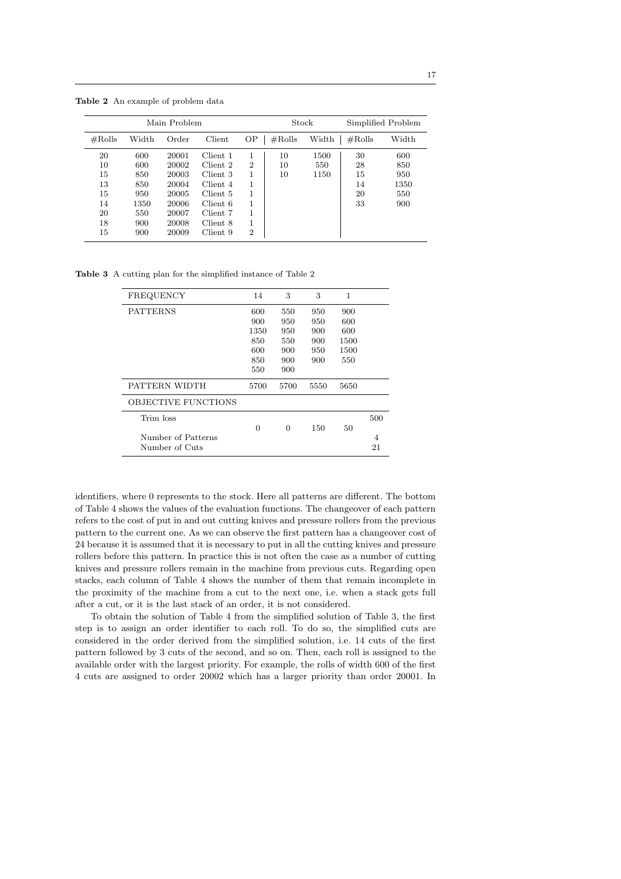**Table 2** An example of problem data

| Main Problem | | | | | Stock | | Simplified Problem | |
|---|---|---|---|---|---|---|---|---|
| #Rolls | Width | Order | Client | OP | #Rolls | Width | #Rolls | Width |
| 20 | 600 | 20001 | Client 1 | 1 | 10 | 1500 | 30 | 600 |
| 10 | 600 | 20002 | Client 2 | 2 | 10 | 550 | 28 | 850 |
| 15 | 850 | 20003 | Client 3 | 1 | 10 | 1150 | 15 | 950 |
| 13 | 850 | 20004 | Client 4 | 1 | | | 14 | 1350 |
| 15 | 950 | 20005 | Client 5 | 1 | | | 20 | 550 |
| 14 | 1350 | 20006 | Client 6 | 1 | | | 33 | 900 |
| 20 | 550 | 20007 | Client 7 | 1 | | | | |
| 18 | 900 | 20008 | Client 8 | 1 | | | | |
| 15 | 900 | 20009 | Client 9 | 2 | | | | |

**Table 3** A cutting plan for the simplified instance of Table 2

| FREQUENCY | 14 | 3 | 3 | 1 | |
|---|---|---|---|---|---|
| PATTERNS | 600 | 550 | 950 | 900 | |
| | 900 | 950 | 950 | 600 | |
| | 1350 | 950 | 900 | 600 | |
| | 850 | 550 | 900 | 1500 | |
| | 600 | 900 | 950 | 1500 | |
| | 850 | 900 | 900 | 550 | |
| | 550 | 900 | | | |
| PATTERN WIDTH | 5700 | 5700 | 5550 | 5650 | |
| OBJECTIVE FUNCTIONS | | | | | |
| Trim loss | 0 | 0 | 150 | 50 | 500 |
| Number of Patterns | | | | | 4 |
| Number of Cuts | | | | | 21 |

identifiers, where 0 represents to the stock. Here all patterns are different. The bottom of Table 4 shows the values of the evaluation functions. The changeover of each pattern refers to the cost of put in and out cutting knives and pressure rollers from the previous pattern to the current one. As we can observe the first pattern has a changeover cost of 24 because it is assumed that it is necessary to put in all the cutting knives and pressure rollers before this pattern. In practice this is not often the case as a number of cutting knives and pressure rollers remain in the machine from previous cuts. Regarding open stacks, each column of Table 4 shows the number of them that remain incomplete in the proximity of the machine from a cut to the next one, i.e. when a stack gets full after a cut, or it is the last stack of an order, it is not considered.

To obtain the solution of Table 4 from the simplified solution of Table 3, the first step is to assign an order identifier to each roll. To do so, the simplified cuts are considered in the order derived from the simplified solution, i.e. 14 cuts of the first pattern followed by 3 cuts of the second, and so on. Then, each roll is assigned to the available order with the largest priority. For example, the rolls of width 600 of the first 4 cuts are assigned to order 20002 which has a larger priority than order 20001. In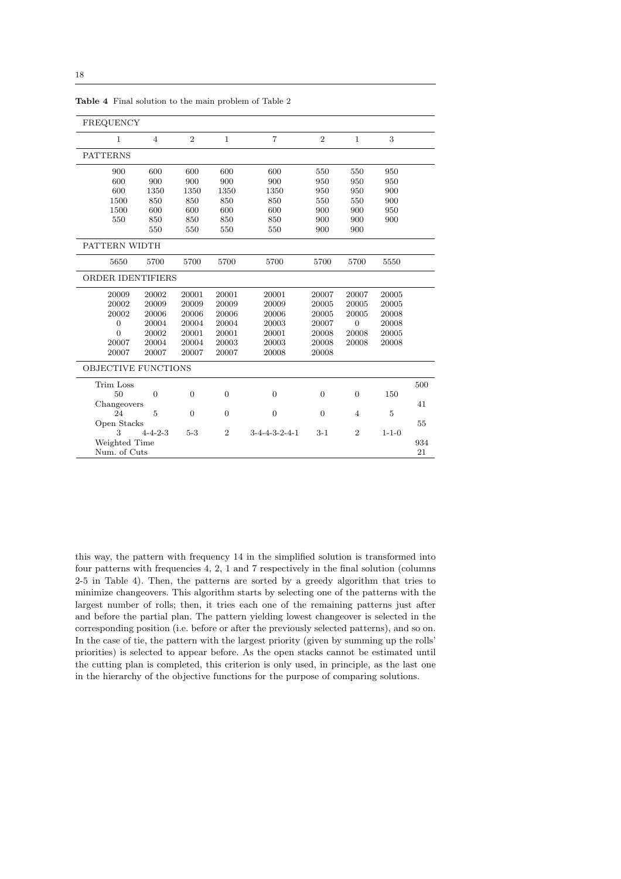**Table 4** Final solution to the main problem of Table 2

| FREQUENCY | | | | | | | | |
|---|---|---|---|---|---|---|---|---|
| 1 | 4 | 2 | 1 | 7 | 2 | 1 | 3 | |
| **PATTERNS** | | | | | | | | |
| 900 | 600 | 600 | 600 | 600 | 550 | 550 | 950 | |
| 600 | 900 | 900 | 900 | 900 | 950 | 950 | 950 | |
| 600 | 1350 | 1350 | 1350 | 1350 | 950 | 950 | 900 | |
| 1500 | 850 | 850 | 850 | 850 | 550 | 550 | 900 | |
| 1500 | 600 | 600 | 600 | 600 | 900 | 900 | 950 | |
| 550 | 850 | 850 | 850 | 850 | 900 | 900 | 900 | |
| | 550 | 550 | 550 | 550 | 900 | 900 | | |
| **PATTERN WIDTH** | | | | | | | | |
| 5650 | 5700 | 5700 | 5700 | 5700 | 5700 | 5700 | 5550 | |
| **ORDER IDENTIFIERS** | | | | | | | | |
| 20009 | 20002 | 20001 | 20001 | 20001 | 20007 | 20007 | 20005 | |
| 20002 | 20009 | 20009 | 20009 | 20009 | 20005 | 20005 | 20005 | |
| 20002 | 20006 | 20006 | 20006 | 20006 | 20005 | 20005 | 20008 | |
| 0 | 20004 | 20004 | 20004 | 20003 | 20007 | 0 | 20008 | |
| 0 | 20002 | 20001 | 20001 | 20001 | 20008 | 20008 | 20005 | |
| 20007 | 20004 | 20004 | 20003 | 20003 | 20008 | 20008 | 20008 | |
| 20007 | 20007 | 20007 | 20007 | 20008 | 20008 | | | |
| **OBJECTIVE FUNCTIONS** | | | | | | | | |
| Trim Loss | | | | | | | | 500 |
| 50 | 0 | 0 | 0 | 0 | 0 | 0 | 150 | |
| Changeovers | | | | | | | | 41 |
| 24 | 5 | 0 | 0 | 0 | 0 | 4 | 5 | |
| Open Stacks | | | | | | | | 55 |
| 3 | 4-4-2-3 | 5-3 | 2 | 3-4-4-3-2-4-1 | 3-1 | 2 | 1-1-0 | |
| Weighted Time | | | | | | | | 934 |
| Num. of Cuts | | | | | | | | 21 |

this way, the pattern with frequency 14 in the simplified solution is transformed into four patterns with frequencies 4, 2, 1 and 7 respectively in the final solution (columns 2-5 in Table 4). Then, the patterns are sorted by a greedy algorithm that tries to minimize changeovers. This algorithm starts by selecting one of the patterns with the largest number of rolls; then, it tries each one of the remaining patterns just after and before the partial plan. The pattern yielding lowest changeover is selected in the corresponding position (i.e. before or after the previously selected patterns), and so on. In the case of tie, the pattern with the largest priority (given by summing up the rolls' priorities) is selected to appear before. As the open stacks cannot be estimated until the cutting plan is completed, this criterion is only used, in principle, as the last one in the hierarchy of the objective functions for the purpose of comparing solutions.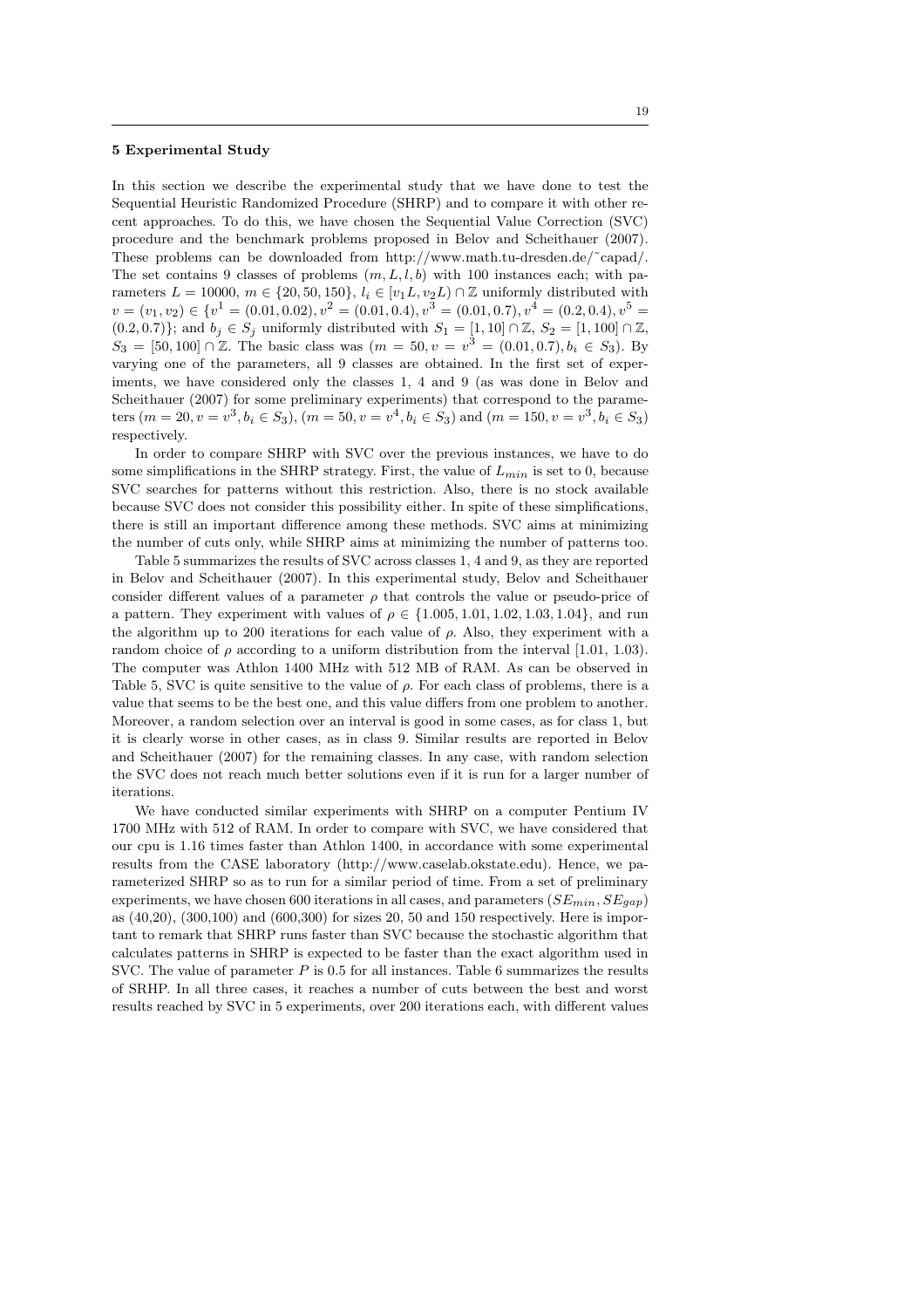## 5 Experimental Study

In this section we describe the experimental study that we have done to test the Sequential Heuristic Randomized Procedure (SHRP) and to compare it with other recent approaches. To do this, we have chosen the Sequential Value Correction (SVC) procedure and the benchmark problems proposed in Belov and Scheithauer (2007). These problems can be downloaded from http://www.math.tu-dresden.de/~capad/. The set contains 9 classes of problems $(m, L, l, b)$ with 100 instances each; with parameters $L = 10000$, $m \in \{20, 50, 150\}$, $l_i \in [v_1 L, v_2 L) \cap \mathbb{Z}$ uniformly distributed with $v = (v_1, v_2) \in \{v^1 = (0.01, 0.02), v^2 = (0.01, 0.4), v^3 = (0.01, 0.7), v^4 = (0.2, 0.4), v^5 = (0.2, 0.7)\}$; and $b_j \in S_j$ uniformly distributed with $S_1 = [1, 10] \cap \mathbb{Z}$, $S_2 = [1, 100] \cap \mathbb{Z}$, $S_3 = [50, 100] \cap \mathbb{Z}$. The basic class was $(m = 50, v = v^3 = (0.01, 0.7), b_i \in S_3)$. By varying one of the parameters, all 9 classes are obtained. In the first set of experiments, we have considered only the classes 1, 4 and 9 (as was done in Belov and Scheithauer (2007) for some preliminary experiments) that correspond to the parameters $(m = 20, v = v^3, b_i \in S_3)$, $(m = 50, v = v^4, b_i \in S_3)$ and $(m = 150, v = v^3, b_i \in S_3)$ respectively.

In order to compare SHRP with SVC over the previous instances, we have to do some simplifications in the SHRP strategy. First, the value of $L_{min}$ is set to 0, because SVC searches for patterns without this restriction. Also, there is no stock available because SVC does not consider this possibility either. In spite of these simplifications, there is still an important difference among these methods. SVC aims at minimizing the number of cuts only, while SHRP aims at minimizing the number of patterns too.

Table 5 summarizes the results of SVC across classes 1, 4 and 9, as they are reported in Belov and Scheithauer (2007). In this experimental study, Belov and Scheithauer consider different values of a parameter $\rho$ that controls the value or pseudo-price of a pattern. They experiment with values of $\rho \in \{1.005, 1.01, 1.02, 1.03, 1.04\}$, and run the algorithm up to 200 iterations for each value of $\rho$. Also, they experiment with a random choice of $\rho$ according to a uniform distribution from the interval [1.01, 1.03). The computer was Athlon 1400 MHz with 512 MB of RAM. As can be observed in Table 5, SVC is quite sensitive to the value of $\rho$. For each class of problems, there is a value that seems to be the best one, and this value differs from one problem to another. Moreover, a random selection over an interval is good in some cases, as for class 1, but it is clearly worse in other cases, as in class 9. Similar results are reported in Belov and Scheithauer (2007) for the remaining classes. In any case, with random selection the SVC does not reach much better solutions even if it is run for a larger number of iterations.

We have conducted similar experiments with SHRP on a computer Pentium IV 1700 MHz with 512 of RAM. In order to compare with SVC, we have considered that our cpu is 1.16 times faster than Athlon 1400, in accordance with some experimental results from the CASE laboratory (http://www.caselab.okstate.edu). Hence, we parameterized SHRP so as to run for a similar period of time. From a set of preliminary experiments, we have chosen 600 iterations in all cases, and parameters $(SE_{min}, SE_{gap})$ as (40,20), (300,100) and (600,300) for sizes 20, 50 and 150 respectively. Here is important to remark that SHRP runs faster than SVC because the stochastic algorithm that calculates patterns in SHRP is expected to be faster than the exact algorithm used in SVC. The value of parameter $P$ is 0.5 for all instances. Table 6 summarizes the results of SRHP. In all three cases, it reaches a number of cuts between the best and worst results reached by SVC in 5 experiments, over 200 iterations each, with different values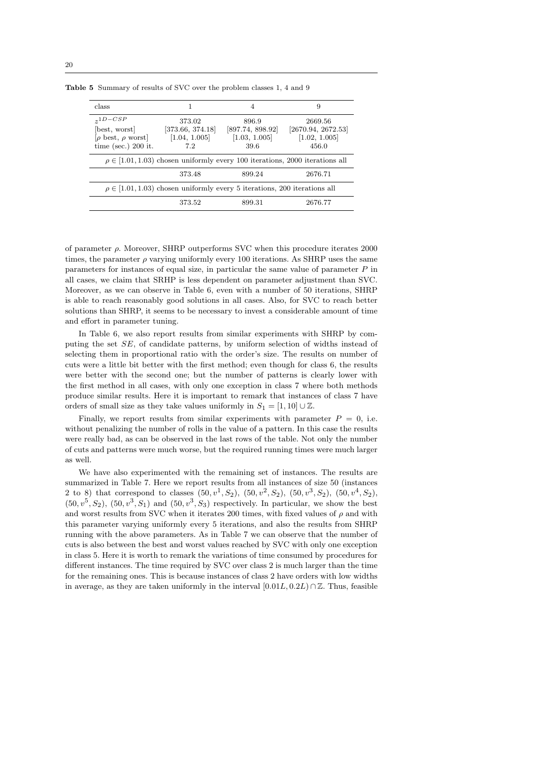**Table 5** Summary of results of SVC over the problem classes 1, 4 and 9

| class | 1 | 4 | 9 |
|---|---|---|---|
| $z^{1D-CSP}$ | 373.02 | 896.9 | 2669.56 |
| [best, worst] | [373.66, 374.18] | [897.74, 898.92] | [2670.94, 2672.53] |
| [$\rho$ best, $\rho$ worst] | [1.04, 1.005] | [1.03, 1.005] | [1.02, 1.005] |
| time (sec.) 200 it. | 7.2 | 39.6 | 456.0 |
| $\rho \in [1.01, 1.03)$ chosen uniformly every 100 iterations, 2000 iterations all | | | |
| | 373.48 | 899.24 | 2676.71 |
| $\rho \in [1.01, 1.03)$ chosen uniformly every 5 iterations, 200 iterations all | | | |
| | 373.52 | 899.31 | 2676.77 |

of parameter $\rho$. Moreover, SHRP outperforms SVC when this procedure iterates 2000 times, the parameter $\rho$ varying uniformly every 100 iterations. As SHRP uses the same parameters for instances of equal size, in particular the same value of parameter $P$ in all cases, we claim that SRHP is less dependent on parameter adjustment than SVC. Moreover, as we can observe in Table 6, even with a number of 50 iterations, SHRP is able to reach reasonably good solutions in all cases. Also, for SVC to reach better solutions than SHRP, it seems to be necessary to invest a considerable amount of time and effort in parameter tuning.

In Table 6, we also report results from similar experiments with SHRP by computing the set $SE$, of candidate patterns, by uniform selection of widths instead of selecting them in proportional ratio with the order's size. The results on number of cuts were a little bit better with the first method; even though for class 6, the results were better with the second one; but the number of patterns is clearly lower with the first method in all cases, with only one exception in class 7 where both methods produce similar results. Here it is important to remark that instances of class 7 have orders of small size as they take values uniformly in $S_1 = [1, 10] \cup \mathbb{Z}$.

Finally, we report results from similar experiments with parameter $P = 0$, i.e. without penalizing the number of rolls in the value of a pattern. In this case the results were really bad, as can be observed in the last rows of the table. Not only the number of cuts and patterns were much worse, but the required running times were much larger as well.

We have also experimented with the remaining set of instances. The results are summarized in Table 7. Here we report results from all instances of size 50 (instances 2 to 8) that correspond to classes $(50, v^1, S_2)$, $(50, v^2, S_2)$, $(50, v^3, S_2)$, $(50, v^4, S_2)$, $(50, v^5, S_2)$, $(50, v^3, S_1)$ and $(50, v^3, S_3)$ respectively. In particular, we show the best and worst results from SVC when it iterates 200 times, with fixed values of $\rho$ and with this parameter varying uniformly every 5 iterations, and also the results from SHRP running with the above parameters. As in Table 7 we can observe that the number of cuts is also between the best and worst values reached by SVC with only one exception in class 5. Here it is worth to remark the variations of time consumed by procedures for different instances. The time required by SVC over class 2 is much larger than the time for the remaining ones. This is because instances of class 2 have orders with low widths in average, as they are taken uniformly in the interval $[0.01L, 0.2L) \cap \mathbb{Z}$. Thus, feasible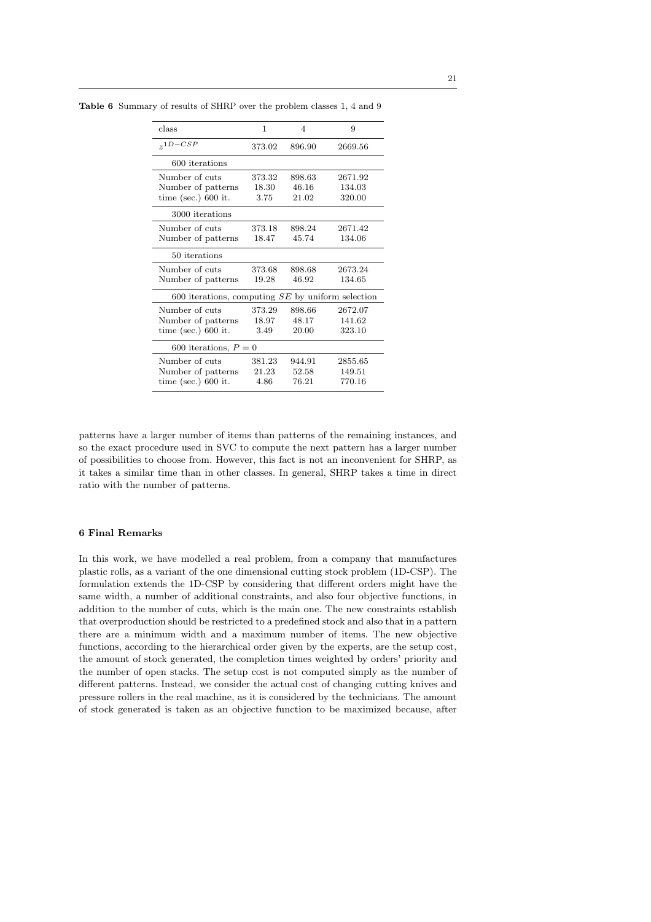**Table 6** Summary of results of SHRP over the problem classes 1, 4 and 9

| class | 1 | 4 | 9 |
|---|---|---|---|
| $z^{1D-CSP}$ | 373.02 | 896.90 | 2669.56 |
| 600 iterations | | | |
| Number of cuts | 373.32 | 898.63 | 2671.92 |
| Number of patterns | 18.30 | 46.16 | 134.03 |
| time (sec.) 600 it. | 3.75 | 21.02 | 320.00 |
| 3000 iterations | | | |
| Number of cuts | 373.18 | 898.24 | 2671.42 |
| Number of patterns | 18.47 | 45.74 | 134.06 |
| 50 iterations | | | |
| Number of cuts | 373.68 | 898.68 | 2673.24 |
| Number of patterns | 19.28 | 46.92 | 134.65 |
| 600 iterations, computing $SE$ by uniform selection | | | |
| Number of cuts | 373.29 | 898.66 | 2672.07 |
| Number of patterns | 18.97 | 48.17 | 141.62 |
| time (sec.) 600 it. | 3.49 | 20.00 | 323.10 |
| 600 iterations, $P = 0$ | | | |
| Number of cuts | 381.23 | 944.91 | 2855.65 |
| Number of patterns | 21.23 | 52.58 | 149.51 |
| time (sec.) 600 it. | 4.86 | 76.21 | 770.16 |

patterns have a larger number of items than patterns of the remaining instances, and so the exact procedure used in SVC to compute the next pattern has a larger number of possibilities to choose from. However, this fact is not an inconvenient for SHRP, as it takes a similar time than in other classes. In general, SHRP takes a time in direct ratio with the number of patterns.

## 6 Final Remarks

In this work, we have modelled a real problem, from a company that manufactures plastic rolls, as a variant of the one dimensional cutting stock problem (1D-CSP). The formulation extends the 1D-CSP by considering that different orders might have the same width, a number of additional constraints, and also four objective functions, in addition to the number of cuts, which is the main one. The new constraints establish that overproduction should be restricted to a predefined stock and also that in a pattern there are a minimum width and a maximum number of items. The new objective functions, according to the hierarchical order given by the experts, are the setup cost, the amount of stock generated, the completion times weighted by orders' priority and the number of open stacks. The setup cost is not computed simply as the number of different patterns. Instead, we consider the actual cost of changing cutting knives and pressure rollers in the real machine, as it is considered by the technicians. The amount of stock generated is taken as an objective function to be maximized because, after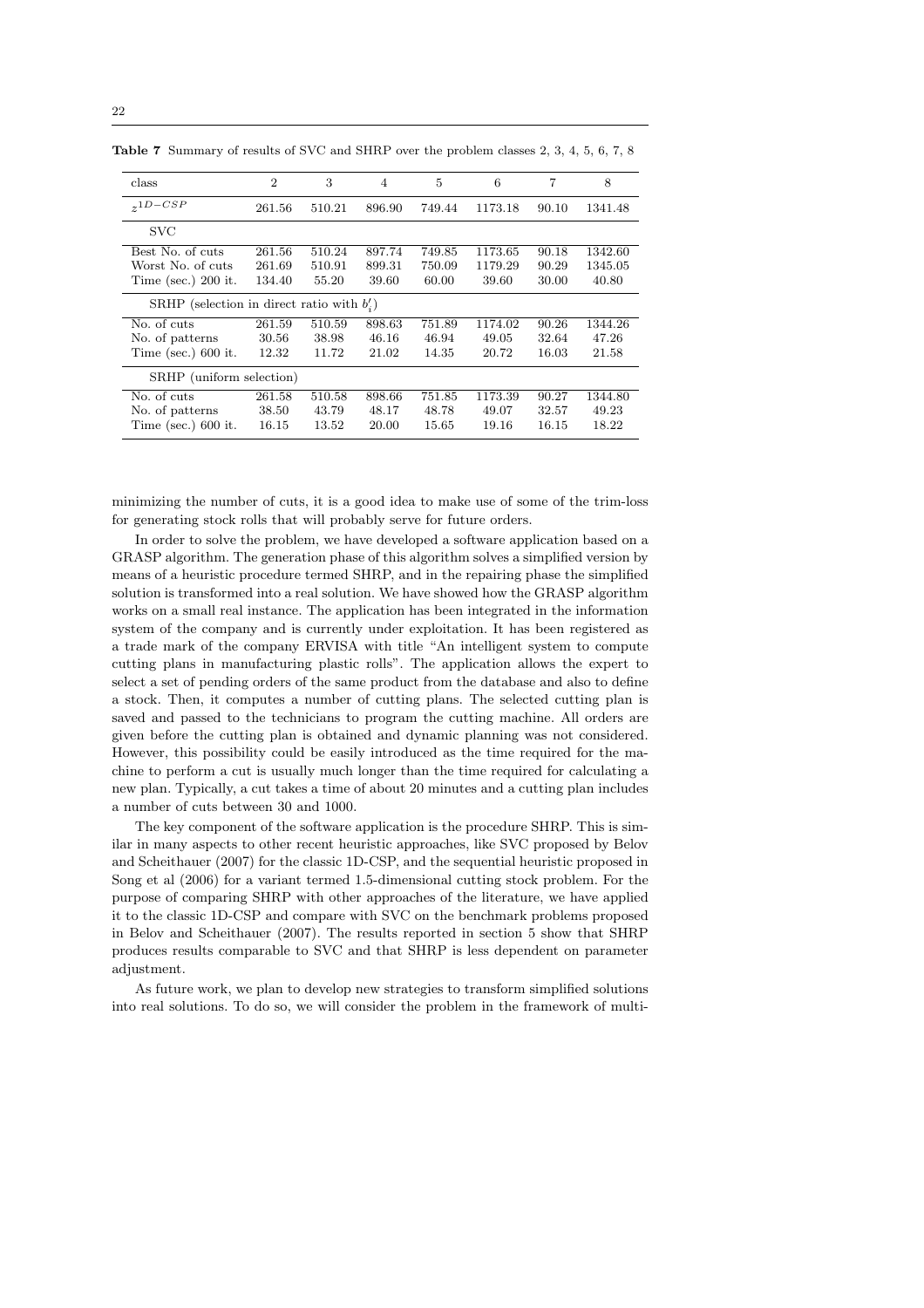**Table 7** Summary of results of SVC and SHRP over the problem classes 2, 3, 4, 5, 6, 7, 8

| class | 2 | 3 | 4 | 5 | 6 | 7 | 8 |
|---|---|---|---|---|---|---|---|
| $z^{1D-CSP}$ | 261.56 | 510.21 | 896.90 | 749.44 | 1173.18 | 90.10 | 1341.48 |
| SVC | | | | | | | |
| Best No. of cuts | 261.56 | 510.24 | 897.74 | 749.85 | 1173.65 | 90.18 | 1342.60 |
| Worst No. of cuts | 261.69 | 510.91 | 899.31 | 750.09 | 1179.29 | 90.29 | 1345.05 |
| Time (sec.) 200 it. | 134.40 | 55.20 | 39.60 | 60.00 | 39.60 | 30.00 | 40.80 |
| SRHP (selection in direct ratio with $b_i'$) | | | | | | | |
| No. of cuts | 261.59 | 510.59 | 898.63 | 751.89 | 1174.02 | 90.26 | 1344.26 |
| No. of patterns | 30.56 | 38.98 | 46.16 | 46.94 | 49.05 | 32.64 | 47.26 |
| Time (sec.) 600 it. | 12.32 | 11.72 | 21.02 | 14.35 | 20.72 | 16.03 | 21.58 |
| SRHP (uniform selection) | | | | | | | |
| No. of cuts | 261.58 | 510.58 | 898.66 | 751.85 | 1173.39 | 90.27 | 1344.80 |
| No. of patterns | 38.50 | 43.79 | 48.17 | 48.78 | 49.07 | 32.57 | 49.23 |
| Time (sec.) 600 it. | 16.15 | 13.52 | 20.00 | 15.65 | 19.16 | 16.15 | 18.22 |

minimizing the number of cuts, it is a good idea to make use of some of the trim-loss for generating stock rolls that will probably serve for future orders.

In order to solve the problem, we have developed a software application based on a GRASP algorithm. The generation phase of this algorithm solves a simplified version by means of a heuristic procedure termed SHRP, and in the repairing phase the simplified solution is transformed into a real solution. We have showed how the GRASP algorithm works on a small real instance. The application has been integrated in the information system of the company and is currently under exploitation. It has been registered as a trade mark of the company ERVISA with title "An intelligent system to compute cutting plans in manufacturing plastic rolls". The application allows the expert to select a set of pending orders of the same product from the database and also to define a stock. Then, it computes a number of cutting plans. The selected cutting plan is saved and passed to the technicians to program the cutting machine. All orders are given before the cutting plan is obtained and dynamic planning was not considered. However, this possibility could be easily introduced as the time required for the machine to perform a cut is usually much longer than the time required for calculating a new plan. Typically, a cut takes a time of about 20 minutes and a cutting plan includes a number of cuts between 30 and 1000.

The key component of the software application is the procedure SHRP. This is similar in many aspects to other recent heuristic approaches, like SVC proposed by Belov and Scheithauer (2007) for the classic 1D-CSP, and the sequential heuristic proposed in Song et al (2006) for a variant termed 1.5-dimensional cutting stock problem. For the purpose of comparing SHRP with other approaches of the literature, we have applied it to the classic 1D-CSP and compare with SVC on the benchmark problems proposed in Belov and Scheithauer (2007). The results reported in section 5 show that SHRP produces results comparable to SVC and that SHRP is less dependent on parameter adjustment.

As future work, we plan to develop new strategies to transform simplified solutions into real solutions. To do so, we will consider the problem in the framework of multi-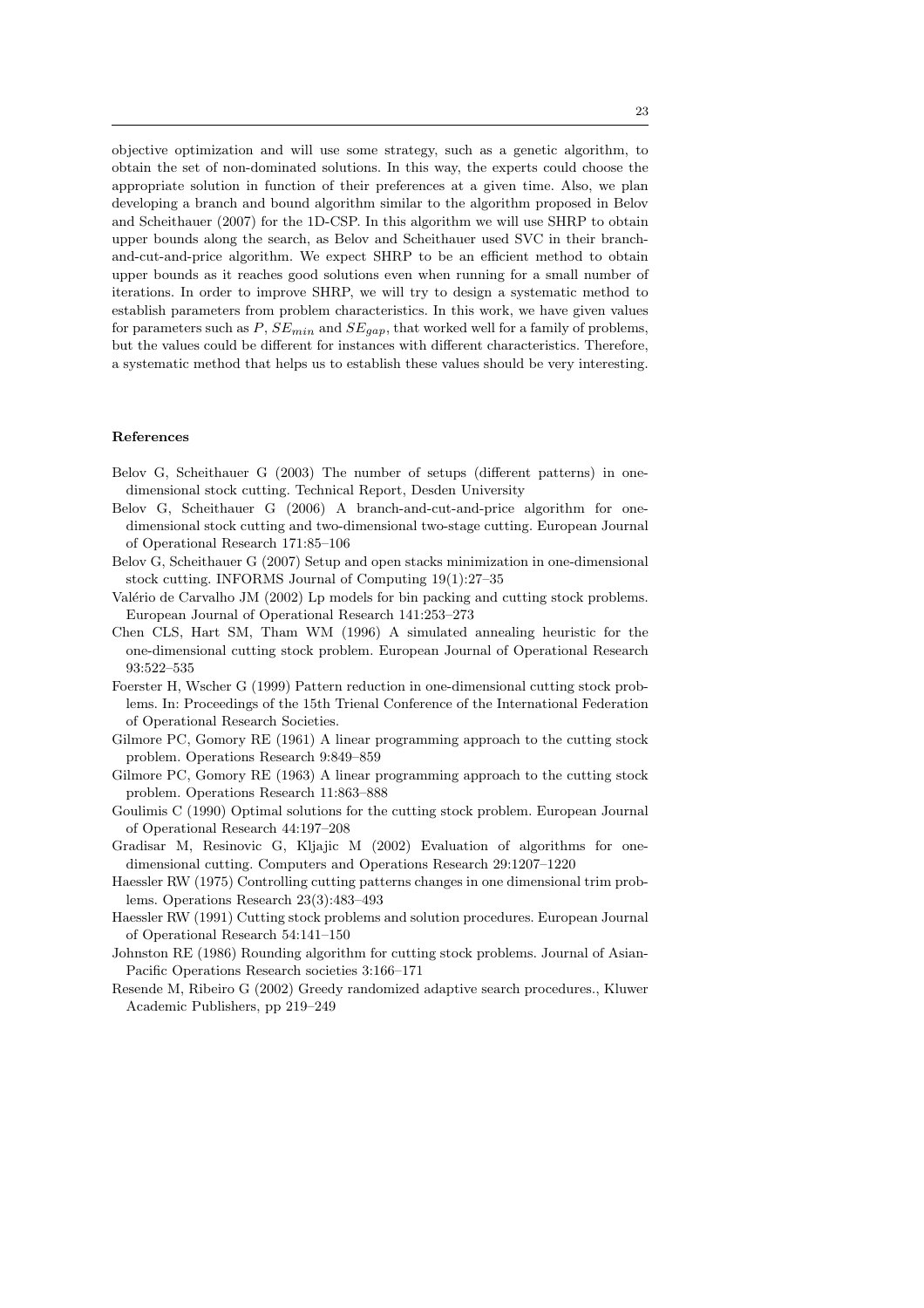objective optimization and will use some strategy, such as a genetic algorithm, to obtain the set of non-dominated solutions. In this way, the experts could choose the appropriate solution in function of their preferences at a given time. Also, we plan developing a branch and bound algorithm similar to the algorithm proposed in Belov and Scheithauer (2007) for the 1D-CSP. In this algorithm we will use SHRP to obtain upper bounds along the search, as Belov and Scheithauer used SVC in their branch-and-cut-and-price algorithm. We expect SHRP to be an efficient method to obtain upper bounds as it reaches good solutions even when running for a small number of iterations. In order to improve SHRP, we will try to design a systematic method to establish parameters from problem characteristics. In this work, we have given values for parameters such as $P$, $SE_{min}$ and $SE_{gap}$, that worked well for a family of problems, but the values could be different for instances with different characteristics. Therefore, a systematic method that helps us to establish these values should be very interesting.

## References

Belov G, Scheithauer G (2003) The number of setups (different patterns) in one-dimensional stock cutting. Technical Report, Desden University

Belov G, Scheithauer G (2006) A branch-and-cut-and-price algorithm for one-dimensional stock cutting and two-dimensional two-stage cutting. European Journal of Operational Research 171:85–106

Belov G, Scheithauer G (2007) Setup and open stacks minimization in one-dimensional stock cutting. INFORMS Journal of Computing 19(1):27–35

Valério de Carvalho JM (2002) Lp models for bin packing and cutting stock problems. European Journal of Operational Research 141:253–273

Chen CLS, Hart SM, Tham WM (1996) A simulated annealing heuristic for the one-dimensional cutting stock problem. European Journal of Operational Research 93:522–535

Foerster H, Wscher G (1999) Pattern reduction in one-dimensional cutting stock problems. In: Proceedings of the 15th Trienal Conference of the International Federation of Operational Research Societies.

Gilmore PC, Gomory RE (1961) A linear programming approach to the cutting stock problem. Operations Research 9:849–859

Gilmore PC, Gomory RE (1963) A linear programming approach to the cutting stock problem. Operations Research 11:863–888

Goulimis C (1990) Optimal solutions for the cutting stock problem. European Journal of Operational Research 44:197–208

Gradisar M, Resinovic G, Kljajic M (2002) Evaluation of algorithms for one-dimensional cutting. Computers and Operations Research 29:1207–1220

Haessler RW (1975) Controlling cutting patterns changes in one dimensional trim problems. Operations Research 23(3):483–493

Haessler RW (1991) Cutting stock problems and solution procedures. European Journal of Operational Research 54:141–150

Johnston RE (1986) Rounding algorithm for cutting stock problems. Journal of Asian-Pacific Operations Research societies 3:166–171

Resende M, Ribeiro G (2002) Greedy randomized adaptive search procedures., Kluwer Academic Publishers, pp 219–249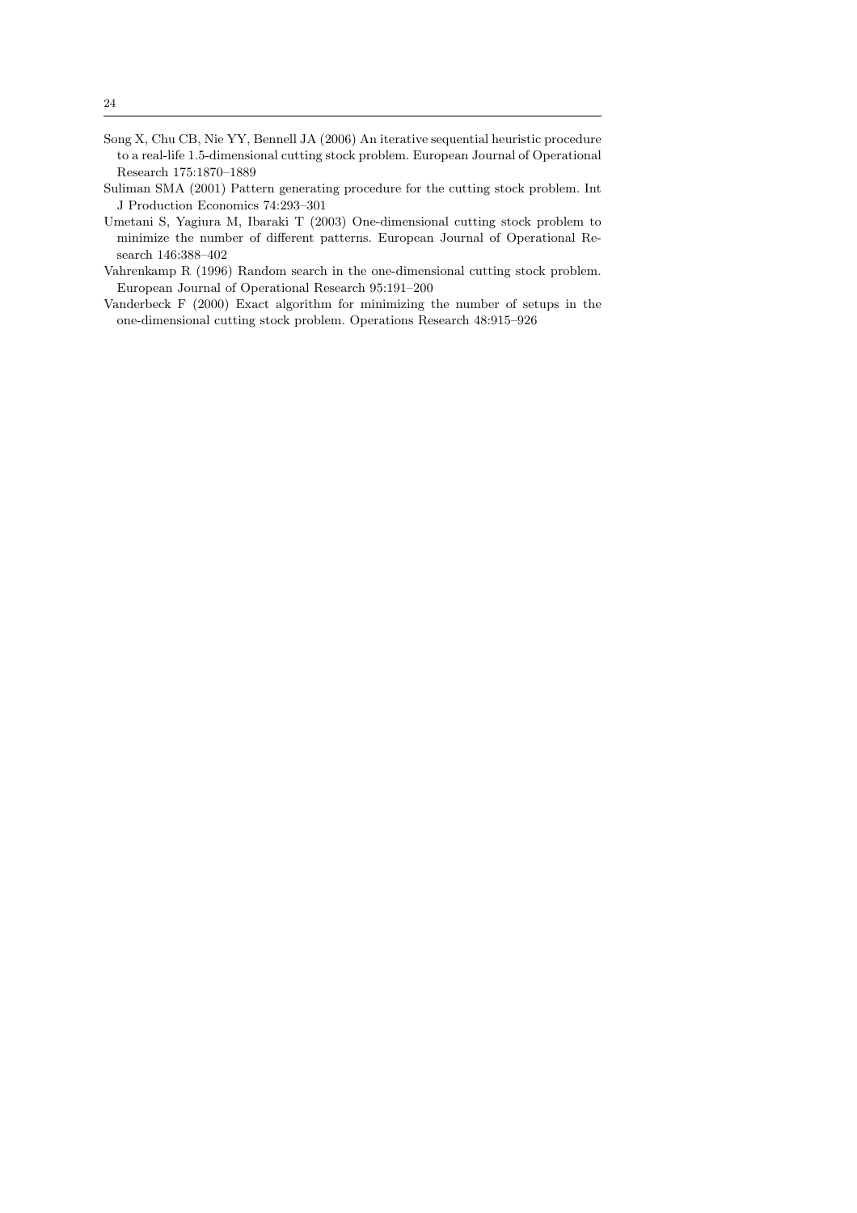Song X, Chu CB, Nie YY, Bennell JA (2006) An iterative sequential heuristic procedure to a real-life 1.5-dimensional cutting stock problem. European Journal of Operational Research 175:1870–1889

Suliman SMA (2001) Pattern generating procedure for the cutting stock problem. Int J Production Economics 74:293–301

Umetani S, Yagiura M, Ibaraki T (2003) One-dimensional cutting stock problem to minimize the number of different patterns. European Journal of Operational Research 146:388–402

Vahrenkamp R (1996) Random search in the one-dimensional cutting stock problem. European Journal of Operational Research 95:191–200

Vanderbeck F (2000) Exact algorithm for minimizing the number of setups in the one-dimensional cutting stock problem. Operations Research 48:915–926